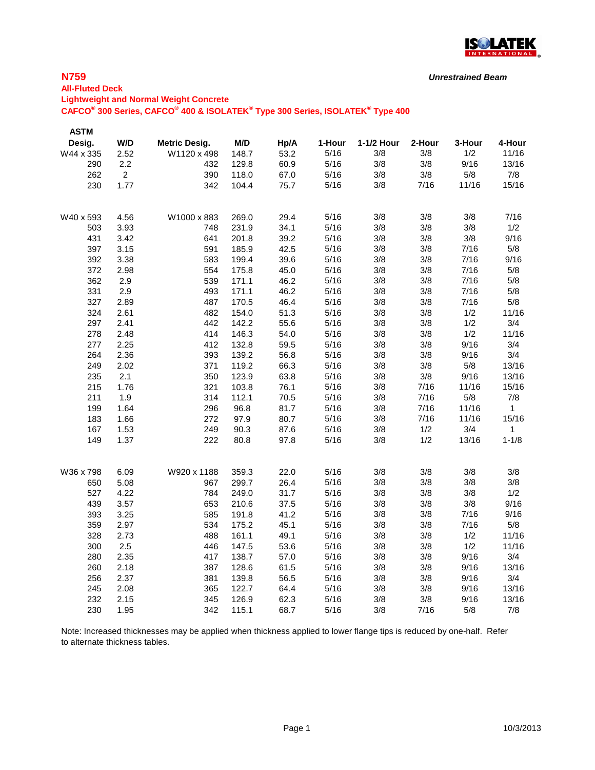ISOLATEK INTERNATIONAL

# N759

*Unrestrained Beam*

**All-Fluted Deck**

**Lightweight and Normal Weight Concrete**

**CAFCO® 300 Series, CAFCO® 400 & ISOLATEK® Type 300 Series, ISOLATEK® Type 400**

| ASTM Desig. | W/D | Metric Desig. | M/D | Hp/A | 1-Hour | 1-1/2 Hour | 2-Hour | 3-Hour | 4-Hour |
|---|---|---|---|---|---|---|---|---|---|
| W44 x 335 | 2.52 | W1120 x 498 | 148.7 | 53.2 | 5/16 | 3/8 | 3/8 | 1/2 | 11/16 |
| 290 | 2.2 | 432 | 129.8 | 60.9 | 5/16 | 3/8 | 3/8 | 9/16 | 13/16 |
| 262 | 2 | 390 | 118.0 | 67.0 | 5/16 | 3/8 | 3/8 | 5/8 | 7/8 |
| 230 | 1.77 | 342 | 104.4 | 75.7 | 5/16 | 3/8 | 7/16 | 11/16 | 15/16 |
| W40 x 593 | 4.56 | W1000 x 883 | 269.0 | 29.4 | 5/16 | 3/8 | 3/8 | 3/8 | 7/16 |
| 503 | 3.93 | 748 | 231.9 | 34.1 | 5/16 | 3/8 | 3/8 | 3/8 | 1/2 |
| 431 | 3.42 | 641 | 201.8 | 39.2 | 5/16 | 3/8 | 3/8 | 3/8 | 9/16 |
| 397 | 3.15 | 591 | 185.9 | 42.5 | 5/16 | 3/8 | 3/8 | 7/16 | 5/8 |
| 392 | 3.38 | 583 | 199.4 | 39.6 | 5/16 | 3/8 | 3/8 | 7/16 | 9/16 |
| 372 | 2.98 | 554 | 175.8 | 45.0 | 5/16 | 3/8 | 3/8 | 7/16 | 5/8 |
| 362 | 2.9 | 539 | 171.1 | 46.2 | 5/16 | 3/8 | 3/8 | 7/16 | 5/8 |
| 331 | 2.9 | 493 | 171.1 | 46.2 | 5/16 | 3/8 | 3/8 | 7/16 | 5/8 |
| 327 | 2.89 | 487 | 170.5 | 46.4 | 5/16 | 3/8 | 3/8 | 7/16 | 5/8 |
| 324 | 2.61 | 482 | 154.0 | 51.3 | 5/16 | 3/8 | 3/8 | 1/2 | 11/16 |
| 297 | 2.41 | 442 | 142.2 | 55.6 | 5/16 | 3/8 | 3/8 | 1/2 | 3/4 |
| 278 | 2.48 | 414 | 146.3 | 54.0 | 5/16 | 3/8 | 3/8 | 1/2 | 11/16 |
| 277 | 2.25 | 412 | 132.8 | 59.5 | 5/16 | 3/8 | 3/8 | 9/16 | 3/4 |
| 264 | 2.36 | 393 | 139.2 | 56.8 | 5/16 | 3/8 | 3/8 | 9/16 | 3/4 |
| 249 | 2.02 | 371 | 119.2 | 66.3 | 5/16 | 3/8 | 3/8 | 5/8 | 13/16 |
| 235 | 2.1 | 350 | 123.9 | 63.8 | 5/16 | 3/8 | 3/8 | 9/16 | 13/16 |
| 215 | 1.76 | 321 | 103.8 | 76.1 | 5/16 | 3/8 | 7/16 | 11/16 | 15/16 |
| 211 | 1.9 | 314 | 112.1 | 70.5 | 5/16 | 3/8 | 7/16 | 5/8 | 7/8 |
| 199 | 1.64 | 296 | 96.8 | 81.7 | 5/16 | 3/8 | 7/16 | 11/16 | 1 |
| 183 | 1.66 | 272 | 97.9 | 80.7 | 5/16 | 3/8 | 7/16 | 11/16 | 15/16 |
| 167 | 1.53 | 249 | 90.3 | 87.6 | 5/16 | 3/8 | 1/2 | 3/4 | 1 |
| 149 | 1.37 | 222 | 80.8 | 97.8 | 5/16 | 3/8 | 1/2 | 13/16 | 1-1/8 |
| W36 x 798 | 6.09 | W920 x 1188 | 359.3 | 22.0 | 5/16 | 3/8 | 3/8 | 3/8 | 3/8 |
| 650 | 5.08 | 967 | 299.7 | 26.4 | 5/16 | 3/8 | 3/8 | 3/8 | 3/8 |
| 527 | 4.22 | 784 | 249.0 | 31.7 | 5/16 | 3/8 | 3/8 | 3/8 | 1/2 |
| 439 | 3.57 | 653 | 210.6 | 37.5 | 5/16 | 3/8 | 3/8 | 3/8 | 9/16 |
| 393 | 3.25 | 585 | 191.8 | 41.2 | 5/16 | 3/8 | 3/8 | 7/16 | 9/16 |
| 359 | 2.97 | 534 | 175.2 | 45.1 | 5/16 | 3/8 | 3/8 | 7/16 | 5/8 |
| 328 | 2.73 | 488 | 161.1 | 49.1 | 5/16 | 3/8 | 3/8 | 1/2 | 11/16 |
| 300 | 2.5 | 446 | 147.5 | 53.6 | 5/16 | 3/8 | 3/8 | 1/2 | 11/16 |
| 280 | 2.35 | 417 | 138.7 | 57.0 | 5/16 | 3/8 | 3/8 | 9/16 | 3/4 |
| 260 | 2.18 | 387 | 128.6 | 61.5 | 5/16 | 3/8 | 3/8 | 9/16 | 13/16 |
| 256 | 2.37 | 381 | 139.8 | 56.5 | 5/16 | 3/8 | 3/8 | 9/16 | 3/4 |
| 245 | 2.08 | 365 | 122.7 | 64.4 | 5/16 | 3/8 | 3/8 | 9/16 | 13/16 |
| 232 | 2.15 | 345 | 126.9 | 62.3 | 5/16 | 3/8 | 3/8 | 9/16 | 13/16 |
| 230 | 1.95 | 342 | 115.1 | 68.7 | 5/16 | 3/8 | 7/16 | 5/8 | 7/8 |

Note: Increased thicknesses may be applied when thickness applied to lower flange tips is reduced by one-half. Refer to alternate thickness tables.

10/3/2013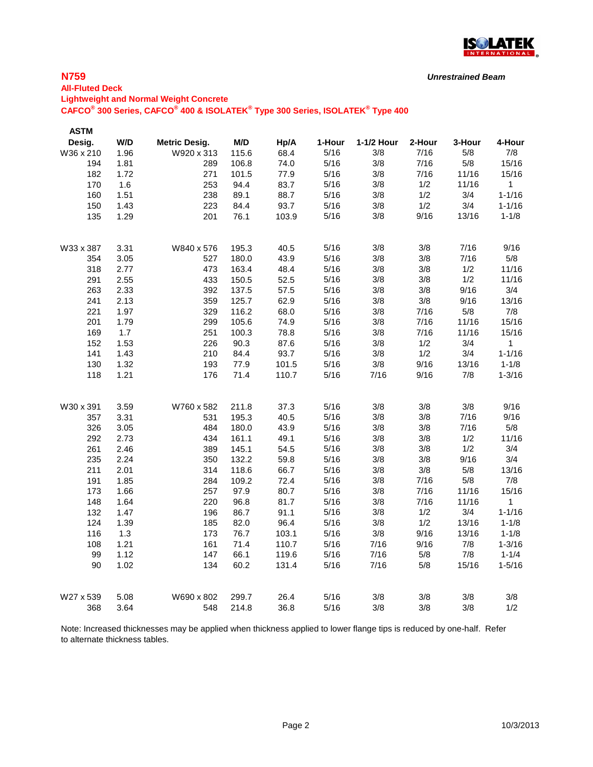## N759

*Unrestrained Beam*

**All-Fluted Deck**

**Lightweight and Normal Weight Concrete**

**CAFCO® 300 Series, CAFCO® 400 & ISOLATEK® Type 300 Series, ISOLATEK® Type 400**

| ASTM Desig. | W/D | Metric Desig. | M/D | Hp/A | 1-Hour | 1-1/2 Hour | 2-Hour | 3-Hour | 4-Hour |
|---|---|---|---|---|---|---|---|---|---|
| W36 x 210 | 1.96 | W920 x 313 | 115.6 | 68.4 | 5/16 | 3/8 | 7/16 | 5/8 | 7/8 |
| 194 | 1.81 | 289 | 106.8 | 74.0 | 5/16 | 3/8 | 7/16 | 5/8 | 15/16 |
| 182 | 1.72 | 271 | 101.5 | 77.9 | 5/16 | 3/8 | 7/16 | 11/16 | 15/16 |
| 170 | 1.6 | 253 | 94.4 | 83.7 | 5/16 | 3/8 | 1/2 | 11/16 | 1 |
| 160 | 1.51 | 238 | 89.1 | 88.7 | 5/16 | 3/8 | 1/2 | 3/4 | 1-1/16 |
| 150 | 1.43 | 223 | 84.4 | 93.7 | 5/16 | 3/8 | 1/2 | 3/4 | 1-1/16 |
| 135 | 1.29 | 201 | 76.1 | 103.9 | 5/16 | 3/8 | 9/16 | 13/16 | 1-1/8 |
| | | | | | | | | | |
| W33 x 387 | 3.31 | W840 x 576 | 195.3 | 40.5 | 5/16 | 3/8 | 3/8 | 7/16 | 9/16 |
| 354 | 3.05 | 527 | 180.0 | 43.9 | 5/16 | 3/8 | 3/8 | 7/16 | 5/8 |
| 318 | 2.77 | 473 | 163.4 | 48.4 | 5/16 | 3/8 | 3/8 | 1/2 | 11/16 |
| 291 | 2.55 | 433 | 150.5 | 52.5 | 5/16 | 3/8 | 3/8 | 1/2 | 11/16 |
| 263 | 2.33 | 392 | 137.5 | 57.5 | 5/16 | 3/8 | 3/8 | 9/16 | 3/4 |
| 241 | 2.13 | 359 | 125.7 | 62.9 | 5/16 | 3/8 | 3/8 | 9/16 | 13/16 |
| 221 | 1.97 | 329 | 116.2 | 68.0 | 5/16 | 3/8 | 7/16 | 5/8 | 7/8 |
| 201 | 1.79 | 299 | 105.6 | 74.9 | 5/16 | 3/8 | 7/16 | 11/16 | 15/16 |
| 169 | 1.7 | 251 | 100.3 | 78.8 | 5/16 | 3/8 | 7/16 | 11/16 | 15/16 |
| 152 | 1.53 | 226 | 90.3 | 87.6 | 5/16 | 3/8 | 1/2 | 3/4 | 1 |
| 141 | 1.43 | 210 | 84.4 | 93.7 | 5/16 | 3/8 | 1/2 | 3/4 | 1-1/16 |
| 130 | 1.32 | 193 | 77.9 | 101.5 | 5/16 | 3/8 | 9/16 | 13/16 | 1-1/8 |
| 118 | 1.21 | 176 | 71.4 | 110.7 | 5/16 | 7/16 | 9/16 | 7/8 | 1-3/16 |
| | | | | | | | | | |
| W30 x 391 | 3.59 | W760 x 582 | 211.8 | 37.3 | 5/16 | 3/8 | 3/8 | 3/8 | 9/16 |
| 357 | 3.31 | 531 | 195.3 | 40.5 | 5/16 | 3/8 | 3/8 | 7/16 | 9/16 |
| 326 | 3.05 | 484 | 180.0 | 43.9 | 5/16 | 3/8 | 3/8 | 7/16 | 5/8 |
| 292 | 2.73 | 434 | 161.1 | 49.1 | 5/16 | 3/8 | 3/8 | 1/2 | 11/16 |
| 261 | 2.46 | 389 | 145.1 | 54.5 | 5/16 | 3/8 | 3/8 | 1/2 | 3/4 |
| 235 | 2.24 | 350 | 132.2 | 59.8 | 5/16 | 3/8 | 3/8 | 9/16 | 3/4 |
| 211 | 2.01 | 314 | 118.6 | 66.7 | 5/16 | 3/8 | 3/8 | 5/8 | 13/16 |
| 191 | 1.85 | 284 | 109.2 | 72.4 | 5/16 | 3/8 | 7/16 | 5/8 | 7/8 |
| 173 | 1.66 | 257 | 97.9 | 80.7 | 5/16 | 3/8 | 7/16 | 11/16 | 15/16 |
| 148 | 1.64 | 220 | 96.8 | 81.7 | 5/16 | 3/8 | 7/16 | 11/16 | 1 |
| 132 | 1.47 | 196 | 86.7 | 91.1 | 5/16 | 3/8 | 1/2 | 3/4 | 1-1/16 |
| 124 | 1.39 | 185 | 82.0 | 96.4 | 5/16 | 3/8 | 1/2 | 13/16 | 1-1/8 |
| 116 | 1.3 | 173 | 76.7 | 103.1 | 5/16 | 3/8 | 9/16 | 13/16 | 1-1/8 |
| 108 | 1.21 | 161 | 71.4 | 110.7 | 5/16 | 7/16 | 9/16 | 7/8 | 1-3/16 |
| 99 | 1.12 | 147 | 66.1 | 119.6 | 5/16 | 7/16 | 5/8 | 7/8 | 1-1/4 |
| 90 | 1.02 | 134 | 60.2 | 131.4 | 5/16 | 7/16 | 5/8 | 15/16 | 1-5/16 |
| | | | | | | | | | |
| W27 x 539 | 5.08 | W690 x 802 | 299.7 | 26.4 | 5/16 | 3/8 | 3/8 | 3/8 | 3/8 |
| 368 | 3.64 | 548 | 214.8 | 36.8 | 5/16 | 3/8 | 3/8 | 3/8 | 1/2 |

Note: Increased thicknesses may be applied when thickness applied to lower flange tips is reduced by one-half. Refer to alternate thickness tables.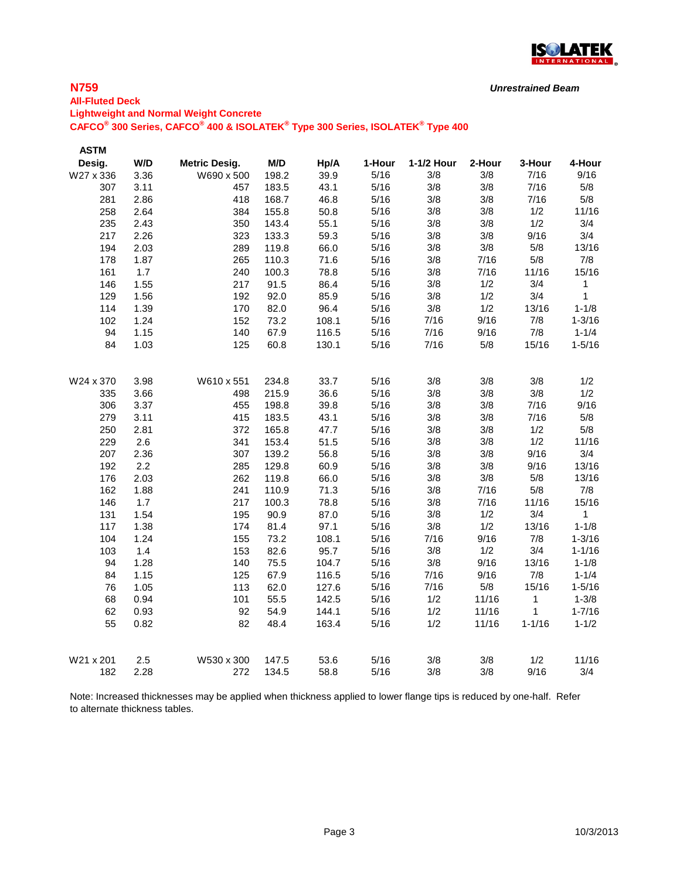## N759

*Unrestrained Beam*

**All-Fluted Deck**

**Lightweight and Normal Weight Concrete**

**CAFCO® 300 Series, CAFCO® 400 & ISOLATEK® Type 300 Series, ISOLATEK® Type 400**

| ASTM Desig. | W/D | Metric Desig. | M/D | Hp/A | 1-Hour | 1-1/2 Hour | 2-Hour | 3-Hour | 4-Hour |
|---|---|---|---|---|---|---|---|---|---|
| W27 x 336 | 3.36 | W690 x 500 | 198.2 | 39.9 | 5/16 | 3/8 | 3/8 | 7/16 | 9/16 |
| 307 | 3.11 | 457 | 183.5 | 43.1 | 5/16 | 3/8 | 3/8 | 7/16 | 5/8 |
| 281 | 2.86 | 418 | 168.7 | 46.8 | 5/16 | 3/8 | 3/8 | 7/16 | 5/8 |
| 258 | 2.64 | 384 | 155.8 | 50.8 | 5/16 | 3/8 | 3/8 | 1/2 | 11/16 |
| 235 | 2.43 | 350 | 143.4 | 55.1 | 5/16 | 3/8 | 3/8 | 1/2 | 3/4 |
| 217 | 2.26 | 323 | 133.3 | 59.3 | 5/16 | 3/8 | 3/8 | 9/16 | 3/4 |
| 194 | 2.03 | 289 | 119.8 | 66.0 | 5/16 | 3/8 | 3/8 | 5/8 | 13/16 |
| 178 | 1.87 | 265 | 110.3 | 71.6 | 5/16 | 3/8 | 7/16 | 5/8 | 7/8 |
| 161 | 1.7 | 240 | 100.3 | 78.8 | 5/16 | 3/8 | 7/16 | 11/16 | 15/16 |
| 146 | 1.55 | 217 | 91.5 | 86.4 | 5/16 | 3/8 | 1/2 | 3/4 | 1 |
| 129 | 1.56 | 192 | 92.0 | 85.9 | 5/16 | 3/8 | 1/2 | 3/4 | 1 |
| 114 | 1.39 | 170 | 82.0 | 96.4 | 5/16 | 3/8 | 1/2 | 13/16 | 1-1/8 |
| 102 | 1.24 | 152 | 73.2 | 108.1 | 5/16 | 7/16 | 9/16 | 7/8 | 1-3/16 |
| 94 | 1.15 | 140 | 67.9 | 116.5 | 5/16 | 7/16 | 9/16 | 7/8 | 1-1/4 |
| 84 | 1.03 | 125 | 60.8 | 130.1 | 5/16 | 7/16 | 5/8 | 15/16 | 1-5/16 |
| | | | | | | | | | |
| W24 x 370 | 3.98 | W610 x 551 | 234.8 | 33.7 | 5/16 | 3/8 | 3/8 | 3/8 | 1/2 |
| 335 | 3.66 | 498 | 215.9 | 36.6 | 5/16 | 3/8 | 3/8 | 3/8 | 1/2 |
| 306 | 3.37 | 455 | 198.8 | 39.8 | 5/16 | 3/8 | 3/8 | 7/16 | 9/16 |
| 279 | 3.11 | 415 | 183.5 | 43.1 | 5/16 | 3/8 | 3/8 | 7/16 | 5/8 |
| 250 | 2.81 | 372 | 165.8 | 47.7 | 5/16 | 3/8 | 3/8 | 1/2 | 5/8 |
| 229 | 2.6 | 341 | 153.4 | 51.5 | 5/16 | 3/8 | 3/8 | 1/2 | 11/16 |
| 207 | 2.36 | 307 | 139.2 | 56.8 | 5/16 | 3/8 | 3/8 | 9/16 | 3/4 |
| 192 | 2.2 | 285 | 129.8 | 60.9 | 5/16 | 3/8 | 3/8 | 9/16 | 13/16 |
| 176 | 2.03 | 262 | 119.8 | 66.0 | 5/16 | 3/8 | 3/8 | 5/8 | 13/16 |
| 162 | 1.88 | 241 | 110.9 | 71.3 | 5/16 | 3/8 | 7/16 | 5/8 | 7/8 |
| 146 | 1.7 | 217 | 100.3 | 78.8 | 5/16 | 3/8 | 7/16 | 11/16 | 15/16 |
| 131 | 1.54 | 195 | 90.9 | 87.0 | 5/16 | 3/8 | 1/2 | 3/4 | 1 |
| 117 | 1.38 | 174 | 81.4 | 97.1 | 5/16 | 3/8 | 1/2 | 13/16 | 1-1/8 |
| 104 | 1.24 | 155 | 73.2 | 108.1 | 5/16 | 7/16 | 9/16 | 7/8 | 1-3/16 |
| 103 | 1.4 | 153 | 82.6 | 95.7 | 5/16 | 3/8 | 1/2 | 3/4 | 1-1/16 |
| 94 | 1.28 | 140 | 75.5 | 104.7 | 5/16 | 3/8 | 9/16 | 13/16 | 1-1/8 |
| 84 | 1.15 | 125 | 67.9 | 116.5 | 5/16 | 7/16 | 9/16 | 7/8 | 1-1/4 |
| 76 | 1.05 | 113 | 62.0 | 127.6 | 5/16 | 7/16 | 5/8 | 15/16 | 1-5/16 |
| 68 | 0.94 | 101 | 55.5 | 142.5 | 5/16 | 1/2 | 11/16 | 1 | 1-3/8 |
| 62 | 0.93 | 92 | 54.9 | 144.1 | 5/16 | 1/2 | 11/16 | 1 | 1-7/16 |
| 55 | 0.82 | 82 | 48.4 | 163.4 | 5/16 | 1/2 | 11/16 | 1-1/16 | 1-1/2 |
| | | | | | | | | | |
| W21 x 201 | 2.5 | W530 x 300 | 147.5 | 53.6 | 5/16 | 3/8 | 3/8 | 1/2 | 11/16 |
| 182 | 2.28 | 272 | 134.5 | 58.8 | 5/16 | 3/8 | 3/8 | 9/16 | 3/4 |

Note: Increased thicknesses may be applied when thickness applied to lower flange tips is reduced by one-half. Refer to alternate thickness tables.

10/3/2013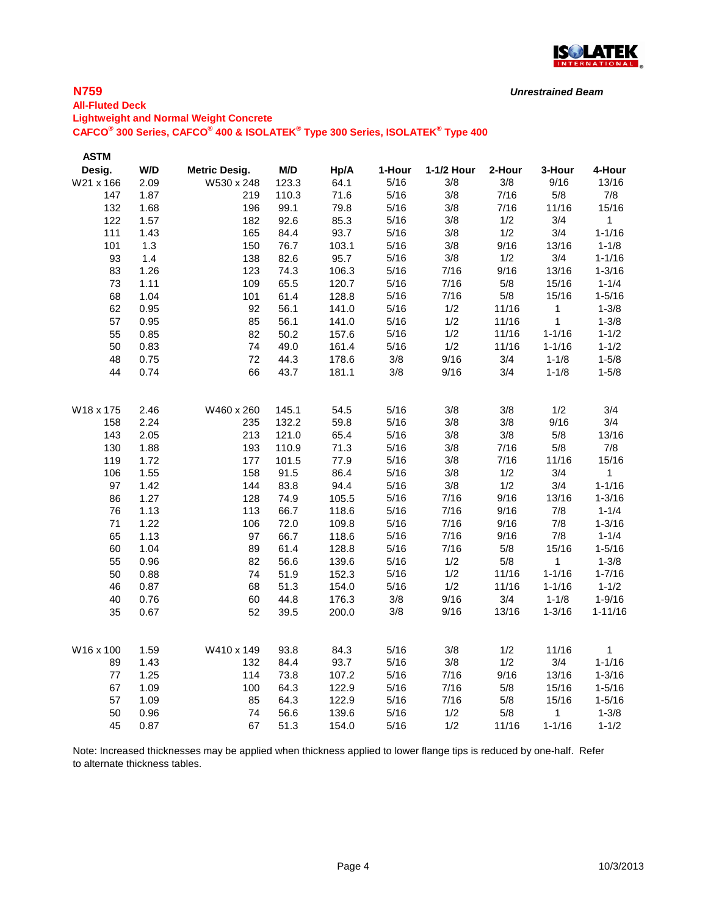## N759

*Unrestrained Beam*

### All-Fluted Deck
### Lightweight and Normal Weight Concrete
### CAFCO® 300 Series, CAFCO® 400 & ISOLATEK® Type 300 Series, ISOLATEK® Type 400

| ASTM Desig. | W/D | Metric Desig. | M/D | Hp/A | 1-Hour | 1-1/2 Hour | 2-Hour | 3-Hour | 4-Hour |
|---|---|---|---|---|---|---|---|---|---|
| W21 x 166 | 2.09 | W530 x 248 | 123.3 | 64.1 | 5/16 | 3/8 | 3/8 | 9/16 | 13/16 |
| 147 | 1.87 | 219 | 110.3 | 71.6 | 5/16 | 3/8 | 7/16 | 5/8 | 7/8 |
| 132 | 1.68 | 196 | 99.1 | 79.8 | 5/16 | 3/8 | 7/16 | 11/16 | 15/16 |
| 122 | 1.57 | 182 | 92.6 | 85.3 | 5/16 | 3/8 | 1/2 | 3/4 | 1 |
| 111 | 1.43 | 165 | 84.4 | 93.7 | 5/16 | 3/8 | 1/2 | 3/4 | 1-1/16 |
| 101 | 1.3 | 150 | 76.7 | 103.1 | 5/16 | 3/8 | 9/16 | 13/16 | 1-1/8 |
| 93 | 1.4 | 138 | 82.6 | 95.7 | 5/16 | 3/8 | 1/2 | 3/4 | 1-1/16 |
| 83 | 1.26 | 123 | 74.3 | 106.3 | 5/16 | 7/16 | 9/16 | 13/16 | 1-3/16 |
| 73 | 1.11 | 109 | 65.5 | 120.7 | 5/16 | 7/16 | 5/8 | 15/16 | 1-1/4 |
| 68 | 1.04 | 101 | 61.4 | 128.8 | 5/16 | 7/16 | 5/8 | 15/16 | 1-5/16 |
| 62 | 0.95 | 92 | 56.1 | 141.0 | 5/16 | 1/2 | 11/16 | 1 | 1-3/8 |
| 57 | 0.95 | 85 | 56.1 | 141.0 | 5/16 | 1/2 | 11/16 | 1 | 1-3/8 |
| 55 | 0.85 | 82 | 50.2 | 157.6 | 5/16 | 1/2 | 11/16 | 1-1/16 | 1-1/2 |
| 50 | 0.83 | 74 | 49.0 | 161.4 | 5/16 | 1/2 | 11/16 | 1-1/16 | 1-1/2 |
| 48 | 0.75 | 72 | 44.3 | 178.6 | 3/8 | 9/16 | 3/4 | 1-1/8 | 1-5/8 |
| 44 | 0.74 | 66 | 43.7 | 181.1 | 3/8 | 9/16 | 3/4 | 1-1/8 | 1-5/8 |
| W18 x 175 | 2.46 | W460 x 260 | 145.1 | 54.5 | 5/16 | 3/8 | 3/8 | 1/2 | 3/4 |
| 158 | 2.24 | 235 | 132.2 | 59.8 | 5/16 | 3/8 | 3/8 | 9/16 | 3/4 |
| 143 | 2.05 | 213 | 121.0 | 65.4 | 5/16 | 3/8 | 3/8 | 5/8 | 13/16 |
| 130 | 1.88 | 193 | 110.9 | 71.3 | 5/16 | 3/8 | 7/16 | 5/8 | 7/8 |
| 119 | 1.72 | 177 | 101.5 | 77.9 | 5/16 | 3/8 | 7/16 | 11/16 | 15/16 |
| 106 | 1.55 | 158 | 91.5 | 86.4 | 5/16 | 3/8 | 1/2 | 3/4 | 1 |
| 97 | 1.42 | 144 | 83.8 | 94.4 | 5/16 | 3/8 | 1/2 | 3/4 | 1-1/16 |
| 86 | 1.27 | 128 | 74.9 | 105.5 | 5/16 | 7/16 | 9/16 | 13/16 | 1-3/16 |
| 76 | 1.13 | 113 | 66.7 | 118.6 | 5/16 | 7/16 | 9/16 | 7/8 | 1-1/4 |
| 71 | 1.22 | 106 | 72.0 | 109.8 | 5/16 | 7/16 | 9/16 | 7/8 | 1-3/16 |
| 65 | 1.13 | 97 | 66.7 | 118.6 | 5/16 | 7/16 | 9/16 | 7/8 | 1-1/4 |
| 60 | 1.04 | 89 | 61.4 | 128.8 | 5/16 | 7/16 | 5/8 | 15/16 | 1-5/16 |
| 55 | 0.96 | 82 | 56.6 | 139.6 | 5/16 | 1/2 | 5/8 | 1 | 1-3/8 |
| 50 | 0.88 | 74 | 51.9 | 152.3 | 5/16 | 1/2 | 11/16 | 1-1/16 | 1-7/16 |
| 46 | 0.87 | 68 | 51.3 | 154.0 | 5/16 | 1/2 | 11/16 | 1-1/16 | 1-1/2 |
| 40 | 0.76 | 60 | 44.8 | 176.3 | 3/8 | 9/16 | 3/4 | 1-1/8 | 1-9/16 |
| 35 | 0.67 | 52 | 39.5 | 200.0 | 3/8 | 9/16 | 13/16 | 1-3/16 | 1-11/16 |
| W16 x 100 | 1.59 | W410 x 149 | 93.8 | 84.3 | 5/16 | 3/8 | 1/2 | 11/16 | 1 |
| 89 | 1.43 | 132 | 84.4 | 93.7 | 5/16 | 3/8 | 1/2 | 3/4 | 1-1/16 |
| 77 | 1.25 | 114 | 73.8 | 107.2 | 5/16 | 7/16 | 9/16 | 13/16 | 1-3/16 |
| 67 | 1.09 | 100 | 64.3 | 122.9 | 5/16 | 7/16 | 5/8 | 15/16 | 1-5/16 |
| 57 | 1.09 | 85 | 64.3 | 122.9 | 5/16 | 7/16 | 5/8 | 15/16 | 1-5/16 |
| 50 | 0.96 | 74 | 56.6 | 139.6 | 5/16 | 1/2 | 5/8 | 1 | 1-3/8 |
| 45 | 0.87 | 67 | 51.3 | 154.0 | 5/16 | 1/2 | 11/16 | 1-1/16 | 1-1/2 |

Note: Increased thicknesses may be applied when thickness applied to lower flange tips is reduced by one-half. Refer to alternate thickness tables.

10/3/2013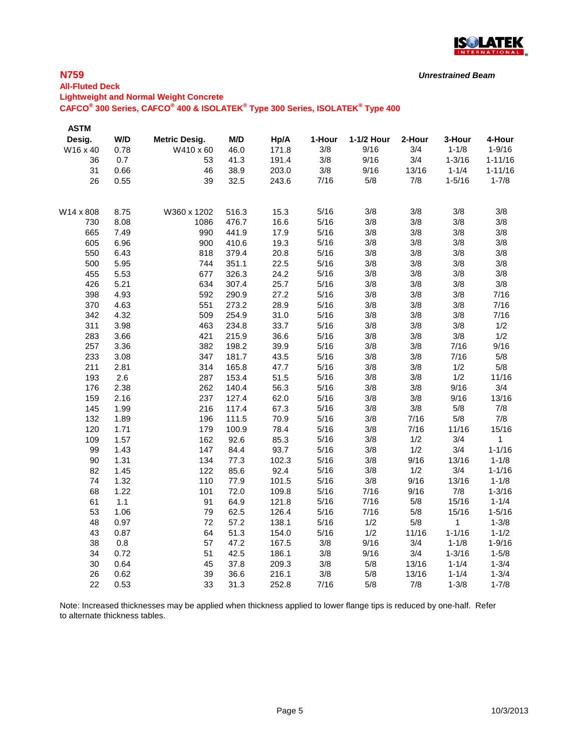**N759**

*Unrestrained Beam*

**All-Fluted Deck**

**Lightweight and Normal Weight Concrete**

**CAFCO® 300 Series, CAFCO® 400 & ISOLATEK® Type 300 Series, ISOLATEK® Type 400**

| ASTM Desig. | W/D | Metric Desig. | M/D | Hp/A | 1-Hour | 1-1/2 Hour | 2-Hour | 3-Hour | 4-Hour |
|---|---|---|---|---|---|---|---|---|---|
| W16 x 40 | 0.78 | W410 x 60 | 46.0 | 171.8 | 3/8 | 9/16 | 3/4 | 1-1/8 | 1-9/16 |
| 36 | 0.7 | 53 | 41.3 | 191.4 | 3/8 | 9/16 | 3/4 | 1-3/16 | 1-11/16 |
| 31 | 0.66 | 46 | 38.9 | 203.0 | 3/8 | 9/16 | 13/16 | 1-1/4 | 1-11/16 |
| 26 | 0.55 | 39 | 32.5 | 243.6 | 7/16 | 5/8 | 7/8 | 1-5/16 | 1-7/8 |
| | | | | | | | | | |
| W14 x 808 | 8.75 | W360 x 1202 | 516.3 | 15.3 | 5/16 | 3/8 | 3/8 | 3/8 | 3/8 |
| 730 | 8.08 | 1086 | 476.7 | 16.6 | 5/16 | 3/8 | 3/8 | 3/8 | 3/8 |
| 665 | 7.49 | 990 | 441.9 | 17.9 | 5/16 | 3/8 | 3/8 | 3/8 | 3/8 |
| 605 | 6.96 | 900 | 410.6 | 19.3 | 5/16 | 3/8 | 3/8 | 3/8 | 3/8 |
| 550 | 6.43 | 818 | 379.4 | 20.8 | 5/16 | 3/8 | 3/8 | 3/8 | 3/8 |
| 500 | 5.95 | 744 | 351.1 | 22.5 | 5/16 | 3/8 | 3/8 | 3/8 | 3/8 |
| 455 | 5.53 | 677 | 326.3 | 24.2 | 5/16 | 3/8 | 3/8 | 3/8 | 3/8 |
| 426 | 5.21 | 634 | 307.4 | 25.7 | 5/16 | 3/8 | 3/8 | 3/8 | 3/8 |
| 398 | 4.93 | 592 | 290.9 | 27.2 | 5/16 | 3/8 | 3/8 | 3/8 | 7/16 |
| 370 | 4.63 | 551 | 273.2 | 28.9 | 5/16 | 3/8 | 3/8 | 3/8 | 7/16 |
| 342 | 4.32 | 509 | 254.9 | 31.0 | 5/16 | 3/8 | 3/8 | 3/8 | 7/16 |
| 311 | 3.98 | 463 | 234.8 | 33.7 | 5/16 | 3/8 | 3/8 | 3/8 | 1/2 |
| 283 | 3.66 | 421 | 215.9 | 36.6 | 5/16 | 3/8 | 3/8 | 3/8 | 1/2 |
| 257 | 3.36 | 382 | 198.2 | 39.9 | 5/16 | 3/8 | 3/8 | 7/16 | 9/16 |
| 233 | 3.08 | 347 | 181.7 | 43.5 | 5/16 | 3/8 | 3/8 | 7/16 | 5/8 |
| 211 | 2.81 | 314 | 165.8 | 47.7 | 5/16 | 3/8 | 3/8 | 1/2 | 5/8 |
| 193 | 2.6 | 287 | 153.4 | 51.5 | 5/16 | 3/8 | 3/8 | 1/2 | 11/16 |
| 176 | 2.38 | 262 | 140.4 | 56.3 | 5/16 | 3/8 | 3/8 | 9/16 | 3/4 |
| 159 | 2.16 | 237 | 127.4 | 62.0 | 5/16 | 3/8 | 3/8 | 9/16 | 13/16 |
| 145 | 1.99 | 216 | 117.4 | 67.3 | 5/16 | 3/8 | 3/8 | 5/8 | 7/8 |
| 132 | 1.89 | 196 | 111.5 | 70.9 | 5/16 | 3/8 | 7/16 | 5/8 | 7/8 |
| 120 | 1.71 | 179 | 100.9 | 78.4 | 5/16 | 3/8 | 7/16 | 11/16 | 15/16 |
| 109 | 1.57 | 162 | 92.6 | 85.3 | 5/16 | 3/8 | 1/2 | 3/4 | 1 |
| 99 | 1.43 | 147 | 84.4 | 93.7 | 5/16 | 3/8 | 1/2 | 3/4 | 1-1/16 |
| 90 | 1.31 | 134 | 77.3 | 102.3 | 5/16 | 3/8 | 9/16 | 13/16 | 1-1/8 |
| 82 | 1.45 | 122 | 85.6 | 92.4 | 5/16 | 3/8 | 1/2 | 3/4 | 1-1/16 |
| 74 | 1.32 | 110 | 77.9 | 101.5 | 5/16 | 3/8 | 9/16 | 13/16 | 1-1/8 |
| 68 | 1.22 | 101 | 72.0 | 109.8 | 5/16 | 7/16 | 9/16 | 7/8 | 1-3/16 |
| 61 | 1.1 | 91 | 64.9 | 121.8 | 5/16 | 7/16 | 5/8 | 15/16 | 1-1/4 |
| 53 | 1.06 | 79 | 62.5 | 126.4 | 5/16 | 7/16 | 5/8 | 15/16 | 1-5/16 |
| 48 | 0.97 | 72 | 57.2 | 138.1 | 5/16 | 1/2 | 5/8 | 1 | 1-3/8 |
| 43 | 0.87 | 64 | 51.3 | 154.0 | 5/16 | 1/2 | 11/16 | 1-1/16 | 1-1/2 |
| 38 | 0.8 | 57 | 47.2 | 167.5 | 3/8 | 9/16 | 3/4 | 1-1/8 | 1-9/16 |
| 34 | 0.72 | 51 | 42.5 | 186.1 | 3/8 | 9/16 | 3/4 | 1-3/16 | 1-5/8 |
| 30 | 0.64 | 45 | 37.8 | 209.3 | 3/8 | 5/8 | 13/16 | 1-1/4 | 1-3/4 |
| 26 | 0.62 | 39 | 36.6 | 216.1 | 3/8 | 5/8 | 13/16 | 1-1/4 | 1-3/4 |
| 22 | 0.53 | 33 | 31.3 | 252.8 | 7/16 | 5/8 | 7/8 | 1-3/8 | 1-7/8 |

Note: Increased thicknesses may be applied when thickness applied to lower flange tips is reduced by one-half. Refer to alternate thickness tables.

10/3/2013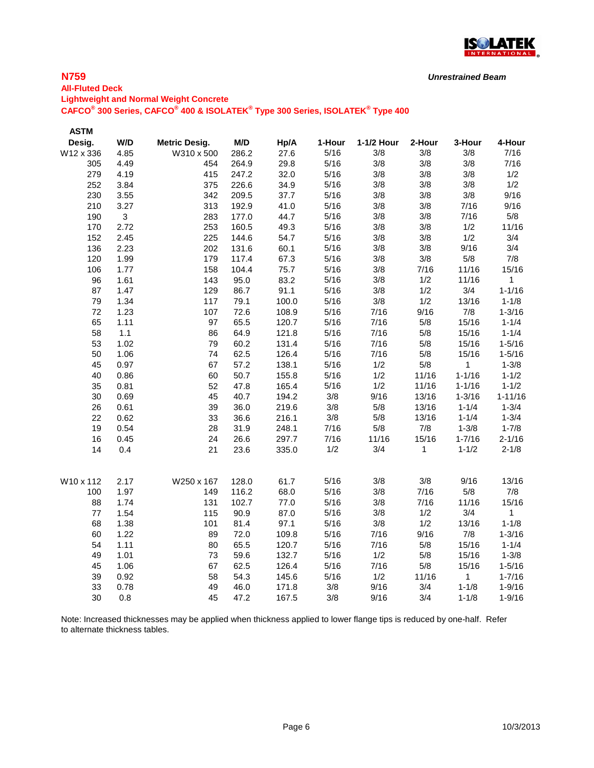**N759**

***Unrestrained Beam***

**All-Fluted Deck**

**Lightweight and Normal Weight Concrete**

**CAFCO® 300 Series, CAFCO® 400 & ISOLATEK® Type 300 Series, ISOLATEK® Type 400**

| ASTM Desig. | W/D | Metric Desig. | M/D | Hp/A | 1-Hour | 1-1/2 Hour | 2-Hour | 3-Hour | 4-Hour |
|---|---|---|---|---|---|---|---|---|---|
| W12 x 336 | 4.85 | W310 x 500 | 286.2 | 27.6 | 5/16 | 3/8 | 3/8 | 3/8 | 7/16 |
| 305 | 4.49 | 454 | 264.9 | 29.8 | 5/16 | 3/8 | 3/8 | 3/8 | 7/16 |
| 279 | 4.19 | 415 | 247.2 | 32.0 | 5/16 | 3/8 | 3/8 | 3/8 | 1/2 |
| 252 | 3.84 | 375 | 226.6 | 34.9 | 5/16 | 3/8 | 3/8 | 3/8 | 1/2 |
| 230 | 3.55 | 342 | 209.5 | 37.7 | 5/16 | 3/8 | 3/8 | 3/8 | 9/16 |
| 210 | 3.27 | 313 | 192.9 | 41.0 | 5/16 | 3/8 | 3/8 | 7/16 | 9/16 |
| 190 | 3 | 283 | 177.0 | 44.7 | 5/16 | 3/8 | 3/8 | 7/16 | 5/8 |
| 170 | 2.72 | 253 | 160.5 | 49.3 | 5/16 | 3/8 | 3/8 | 1/2 | 11/16 |
| 152 | 2.45 | 225 | 144.6 | 54.7 | 5/16 | 3/8 | 3/8 | 1/2 | 3/4 |
| 136 | 2.23 | 202 | 131.6 | 60.1 | 5/16 | 3/8 | 3/8 | 9/16 | 3/4 |
| 120 | 1.99 | 179 | 117.4 | 67.3 | 5/16 | 3/8 | 3/8 | 5/8 | 7/8 |
| 106 | 1.77 | 158 | 104.4 | 75.7 | 5/16 | 3/8 | 7/16 | 11/16 | 15/16 |
| 96 | 1.61 | 143 | 95.0 | 83.2 | 5/16 | 3/8 | 1/2 | 11/16 | 1 |
| 87 | 1.47 | 129 | 86.7 | 91.1 | 5/16 | 3/8 | 1/2 | 3/4 | 1-1/16 |
| 79 | 1.34 | 117 | 79.1 | 100.0 | 5/16 | 3/8 | 1/2 | 13/16 | 1-1/8 |
| 72 | 1.23 | 107 | 72.6 | 108.9 | 5/16 | 7/16 | 9/16 | 7/8 | 1-3/16 |
| 65 | 1.11 | 97 | 65.5 | 120.7 | 5/16 | 7/16 | 5/8 | 15/16 | 1-1/4 |
| 58 | 1.1 | 86 | 64.9 | 121.8 | 5/16 | 7/16 | 5/8 | 15/16 | 1-1/4 |
| 53 | 1.02 | 79 | 60.2 | 131.4 | 5/16 | 7/16 | 5/8 | 15/16 | 1-5/16 |
| 50 | 1.06 | 74 | 62.5 | 126.4 | 5/16 | 7/16 | 5/8 | 15/16 | 1-5/16 |
| 45 | 0.97 | 67 | 57.2 | 138.1 | 5/16 | 1/2 | 5/8 | 1 | 1-3/8 |
| 40 | 0.86 | 60 | 50.7 | 155.8 | 5/16 | 1/2 | 11/16 | 1-1/16 | 1-1/2 |
| 35 | 0.81 | 52 | 47.8 | 165.4 | 5/16 | 1/2 | 11/16 | 1-1/16 | 1-1/2 |
| 30 | 0.69 | 45 | 40.7 | 194.2 | 3/8 | 9/16 | 13/16 | 1-3/16 | 1-11/16 |
| 26 | 0.61 | 39 | 36.0 | 219.6 | 3/8 | 5/8 | 13/16 | 1-1/4 | 1-3/4 |
| 22 | 0.62 | 33 | 36.6 | 216.1 | 3/8 | 5/8 | 13/16 | 1-1/4 | 1-3/4 |
| 19 | 0.54 | 28 | 31.9 | 248.1 | 7/16 | 5/8 | 7/8 | 1-3/8 | 1-7/8 |
| 16 | 0.45 | 24 | 26.6 | 297.7 | 7/16 | 11/16 | 15/16 | 1-7/16 | 2-1/16 |
| 14 | 0.4 | 21 | 23.6 | 335.0 | 1/2 | 3/4 | 1 | 1-1/2 | 2-1/8 |
| | | | | | | | | | |
| W10 x 112 | 2.17 | W250 x 167 | 128.0 | 61.7 | 5/16 | 3/8 | 3/8 | 9/16 | 13/16 |
| 100 | 1.97 | 149 | 116.2 | 68.0 | 5/16 | 3/8 | 7/16 | 5/8 | 7/8 |
| 88 | 1.74 | 131 | 102.7 | 77.0 | 5/16 | 3/8 | 7/16 | 11/16 | 15/16 |
| 77 | 1.54 | 115 | 90.9 | 87.0 | 5/16 | 3/8 | 1/2 | 3/4 | 1 |
| 68 | 1.38 | 101 | 81.4 | 97.1 | 5/16 | 3/8 | 1/2 | 13/16 | 1-1/8 |
| 60 | 1.22 | 89 | 72.0 | 109.8 | 5/16 | 7/16 | 9/16 | 7/8 | 1-3/16 |
| 54 | 1.11 | 80 | 65.5 | 120.7 | 5/16 | 7/16 | 5/8 | 15/16 | 1-1/4 |
| 49 | 1.01 | 73 | 59.6 | 132.7 | 5/16 | 1/2 | 5/8 | 15/16 | 1-3/8 |
| 45 | 1.06 | 67 | 62.5 | 126.4 | 5/16 | 7/16 | 5/8 | 15/16 | 1-5/16 |
| 39 | 0.92 | 58 | 54.3 | 145.6 | 5/16 | 1/2 | 11/16 | 1 | 1-7/16 |
| 33 | 0.78 | 49 | 46.0 | 171.8 | 3/8 | 9/16 | 3/4 | 1-1/8 | 1-9/16 |
| 30 | 0.8 | 45 | 47.2 | 167.5 | 3/8 | 9/16 | 3/4 | 1-1/8 | 1-9/16 |

Note: Increased thicknesses may be applied when thickness applied to lower flange tips is reduced by one-half. Refer to alternate thickness tables.

10/3/2013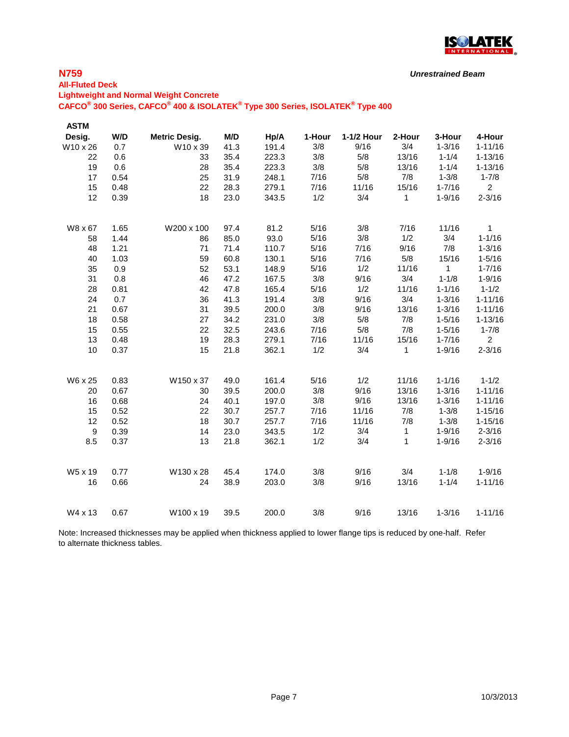## N759

*Unrestrained Beam*

**All-Fluted Deck**
**Lightweight and Normal Weight Concrete**
**CAFCO® 300 Series, CAFCO® 400 & ISOLATEK® Type 300 Series, ISOLATEK® Type 400**

| ASTM Desig. | W/D | Metric Desig. | M/D | Hp/A | 1-Hour | 1-1/2 Hour | 2-Hour | 3-Hour | 4-Hour |
|---|---|---|---|---|---|---|---|---|---|
| W10 x 26 | 0.7 | W10 x 39 | 41.3 | 191.4 | 3/8 | 9/16 | 3/4 | 1-3/16 | 1-11/16 |
| 22 | 0.6 | 33 | 35.4 | 223.3 | 3/8 | 5/8 | 13/16 | 1-1/4 | 1-13/16 |
| 19 | 0.6 | 28 | 35.4 | 223.3 | 3/8 | 5/8 | 13/16 | 1-1/4 | 1-13/16 |
| 17 | 0.54 | 25 | 31.9 | 248.1 | 7/16 | 5/8 | 7/8 | 1-3/8 | 1-7/8 |
| 15 | 0.48 | 22 | 28.3 | 279.1 | 7/16 | 11/16 | 15/16 | 1-7/16 | 2 |
| 12 | 0.39 | 18 | 23.0 | 343.5 | 1/2 | 3/4 | 1 | 1-9/16 | 2-3/16 |
| | | | | | | | | | |
| W8 x 67 | 1.65 | W200 x 100 | 97.4 | 81.2 | 5/16 | 3/8 | 7/16 | 11/16 | 1 |
| 58 | 1.44 | 86 | 85.0 | 93.0 | 5/16 | 3/8 | 1/2 | 3/4 | 1-1/16 |
| 48 | 1.21 | 71 | 71.4 | 110.7 | 5/16 | 7/16 | 9/16 | 7/8 | 1-3/16 |
| 40 | 1.03 | 59 | 60.8 | 130.1 | 5/16 | 7/16 | 5/8 | 15/16 | 1-5/16 |
| 35 | 0.9 | 52 | 53.1 | 148.9 | 5/16 | 1/2 | 11/16 | 1 | 1-7/16 |
| 31 | 0.8 | 46 | 47.2 | 167.5 | 3/8 | 9/16 | 3/4 | 1-1/8 | 1-9/16 |
| 28 | 0.81 | 42 | 47.8 | 165.4 | 5/16 | 1/2 | 11/16 | 1-1/16 | 1-1/2 |
| 24 | 0.7 | 36 | 41.3 | 191.4 | 3/8 | 9/16 | 3/4 | 1-3/16 | 1-11/16 |
| 21 | 0.67 | 31 | 39.5 | 200.0 | 3/8 | 9/16 | 13/16 | 1-3/16 | 1-11/16 |
| 18 | 0.58 | 27 | 34.2 | 231.0 | 3/8 | 5/8 | 7/8 | 1-5/16 | 1-13/16 |
| 15 | 0.55 | 22 | 32.5 | 243.6 | 7/16 | 5/8 | 7/8 | 1-5/16 | 1-7/8 |
| 13 | 0.48 | 19 | 28.3 | 279.1 | 7/16 | 11/16 | 15/16 | 1-7/16 | 2 |
| 10 | 0.37 | 15 | 21.8 | 362.1 | 1/2 | 3/4 | 1 | 1-9/16 | 2-3/16 |
| | | | | | | | | | |
| W6 x 25 | 0.83 | W150 x 37 | 49.0 | 161.4 | 5/16 | 1/2 | 11/16 | 1-1/16 | 1-1/2 |
| 20 | 0.67 | 30 | 39.5 | 200.0 | 3/8 | 9/16 | 13/16 | 1-3/16 | 1-11/16 |
| 16 | 0.68 | 24 | 40.1 | 197.0 | 3/8 | 9/16 | 13/16 | 1-3/16 | 1-11/16 |
| 15 | 0.52 | 22 | 30.7 | 257.7 | 7/16 | 11/16 | 7/8 | 1-3/8 | 1-15/16 |
| 12 | 0.52 | 18 | 30.7 | 257.7 | 7/16 | 11/16 | 7/8 | 1-3/8 | 1-15/16 |
| 9 | 0.39 | 14 | 23.0 | 343.5 | 1/2 | 3/4 | 1 | 1-9/16 | 2-3/16 |
| 8.5 | 0.37 | 13 | 21.8 | 362.1 | 1/2 | 3/4 | 1 | 1-9/16 | 2-3/16 |
| | | | | | | | | | |
| W5 x 19 | 0.77 | W130 x 28 | 45.4 | 174.0 | 3/8 | 9/16 | 3/4 | 1-1/8 | 1-9/16 |
| 16 | 0.66 | 24 | 38.9 | 203.0 | 3/8 | 9/16 | 13/16 | 1-1/4 | 1-11/16 |
| | | | | | | | | | |
| W4 x 13 | 0.67 | W100 x 19 | 39.5 | 200.0 | 3/8 | 9/16 | 13/16 | 1-3/16 | 1-11/16 |

Note: Increased thicknesses may be applied when thickness applied to lower flange tips is reduced by one-half. Refer to alternate thickness tables.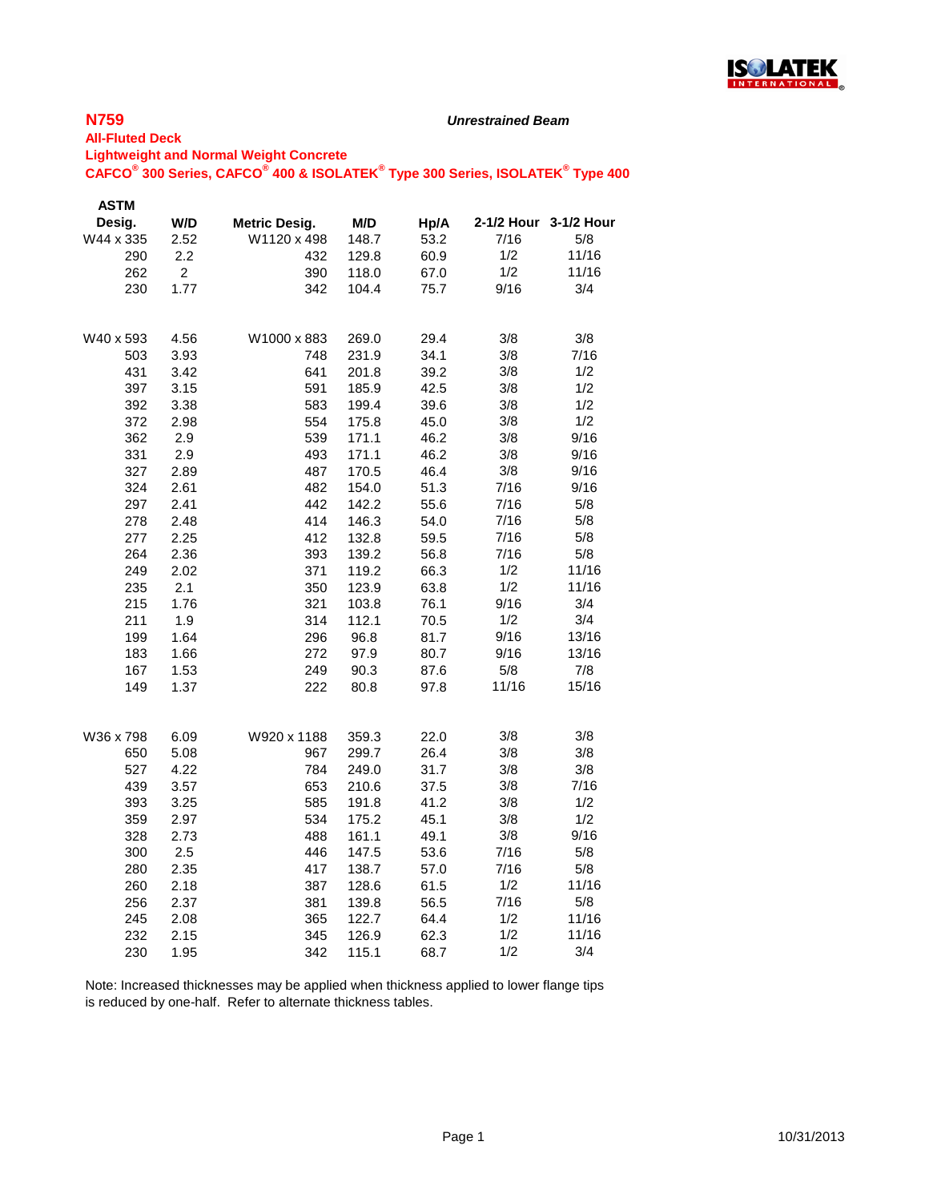## N759

***Unrestrained Beam***

**All-Fluted Deck**

**Lightweight and Normal Weight Concrete**

**CAFCO® 300 Series, CAFCO® 400 & ISOLATEK® Type 300 Series, ISOLATEK® Type 400**

| ASTM Desig. | W/D | Metric Desig. | M/D | Hp/A | 2-1/2 Hour | 3-1/2 Hour |
|---|---|---|---|---|---|---|
| W44 x 335 | 2.52 | W1120 x 498 | 148.7 | 53.2 | 7/16 | 5/8 |
| 290 | 2.2 | 432 | 129.8 | 60.9 | 1/2 | 11/16 |
| 262 | 2 | 390 | 118.0 | 67.0 | 1/2 | 11/16 |
| 230 | 1.77 | 342 | 104.4 | 75.7 | 9/16 | 3/4 |
| | | | | | | |
| W40 x 593 | 4.56 | W1000 x 883 | 269.0 | 29.4 | 3/8 | 3/8 |
| 503 | 3.93 | 748 | 231.9 | 34.1 | 3/8 | 7/16 |
| 431 | 3.42 | 641 | 201.8 | 39.2 | 3/8 | 1/2 |
| 397 | 3.15 | 591 | 185.9 | 42.5 | 3/8 | 1/2 |
| 392 | 3.38 | 583 | 199.4 | 39.6 | 3/8 | 1/2 |
| 372 | 2.98 | 554 | 175.8 | 45.0 | 3/8 | 1/2 |
| 362 | 2.9 | 539 | 171.1 | 46.2 | 3/8 | 9/16 |
| 331 | 2.9 | 493 | 171.1 | 46.2 | 3/8 | 9/16 |
| 327 | 2.89 | 487 | 170.5 | 46.4 | 3/8 | 9/16 |
| 324 | 2.61 | 482 | 154.0 | 51.3 | 7/16 | 9/16 |
| 297 | 2.41 | 442 | 142.2 | 55.6 | 7/16 | 5/8 |
| 278 | 2.48 | 414 | 146.3 | 54.0 | 7/16 | 5/8 |
| 277 | 2.25 | 412 | 132.8 | 59.5 | 7/16 | 5/8 |
| 264 | 2.36 | 393 | 139.2 | 56.8 | 7/16 | 5/8 |
| 249 | 2.02 | 371 | 119.2 | 66.3 | 1/2 | 11/16 |
| 235 | 2.1 | 350 | 123.9 | 63.8 | 1/2 | 11/16 |
| 215 | 1.76 | 321 | 103.8 | 76.1 | 9/16 | 3/4 |
| 211 | 1.9 | 314 | 112.1 | 70.5 | 1/2 | 3/4 |
| 199 | 1.64 | 296 | 96.8 | 81.7 | 9/16 | 13/16 |
| 183 | 1.66 | 272 | 97.9 | 80.7 | 9/16 | 13/16 |
| 167 | 1.53 | 249 | 90.3 | 87.6 | 5/8 | 7/8 |
| 149 | 1.37 | 222 | 80.8 | 97.8 | 11/16 | 15/16 |
| | | | | | | |
| W36 x 798 | 6.09 | W920 x 1188 | 359.3 | 22.0 | 3/8 | 3/8 |
| 650 | 5.08 | 967 | 299.7 | 26.4 | 3/8 | 3/8 |
| 527 | 4.22 | 784 | 249.0 | 31.7 | 3/8 | 3/8 |
| 439 | 3.57 | 653 | 210.6 | 37.5 | 3/8 | 7/16 |
| 393 | 3.25 | 585 | 191.8 | 41.2 | 3/8 | 1/2 |
| 359 | 2.97 | 534 | 175.2 | 45.1 | 3/8 | 1/2 |
| 328 | 2.73 | 488 | 161.1 | 49.1 | 3/8 | 9/16 |
| 300 | 2.5 | 446 | 147.5 | 53.6 | 7/16 | 5/8 |
| 280 | 2.35 | 417 | 138.7 | 57.0 | 7/16 | 5/8 |
| 260 | 2.18 | 387 | 128.6 | 61.5 | 1/2 | 11/16 |
| 256 | 2.37 | 381 | 139.8 | 56.5 | 7/16 | 5/8 |
| 245 | 2.08 | 365 | 122.7 | 64.4 | 1/2 | 11/16 |
| 232 | 2.15 | 345 | 126.9 | 62.3 | 1/2 | 11/16 |
| 230 | 1.95 | 342 | 115.1 | 68.7 | 1/2 | 3/4 |

Note: Increased thicknesses may be applied when thickness applied to lower flange tips is reduced by one-half. Refer to alternate thickness tables.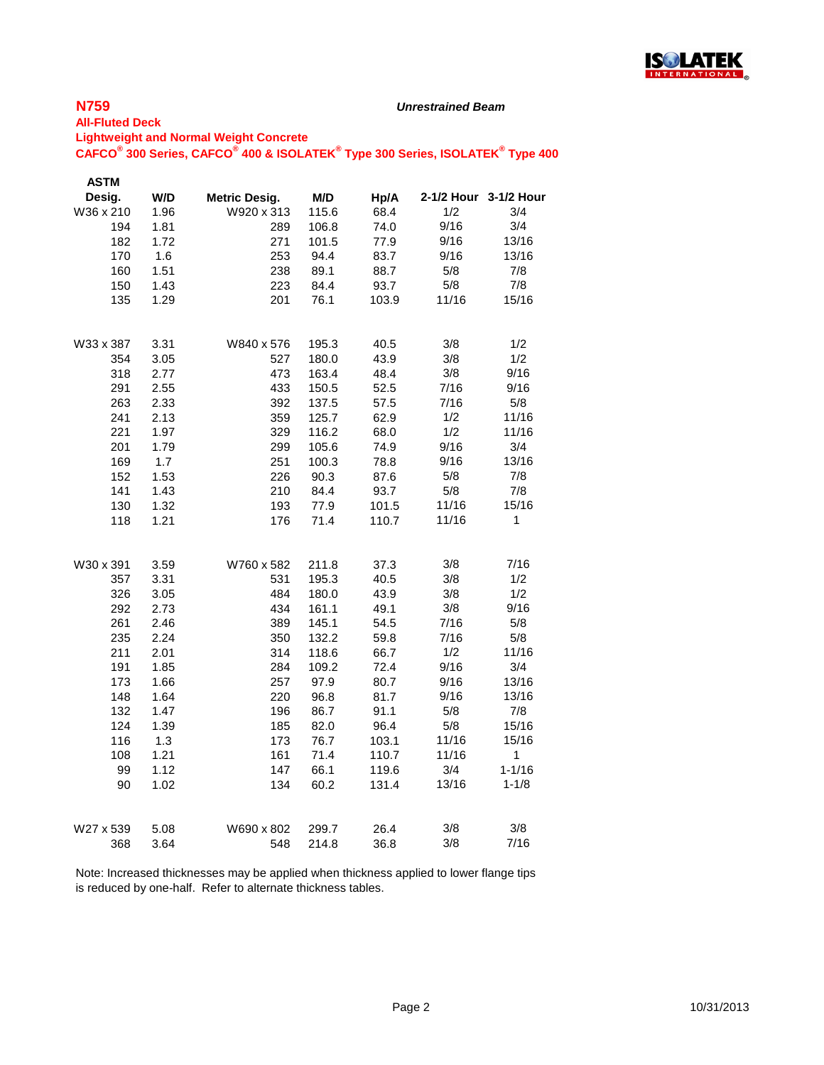## N759

*Unrestrained Beam*

**All-Fluted Deck**

**Lightweight and Normal Weight Concrete**

**CAFCO® 300 Series, CAFCO® 400 & ISOLATEK® Type 300 Series, ISOLATEK® Type 400**

| ASTM Desig. | W/D | Metric Desig. | M/D | Hp/A | 2-1/2 Hour | 3-1/2 Hour |
|---|---|---|---|---|---|---|
| W36 x 210 | 1.96 | W920 x 313 | 115.6 | 68.4 | 1/2 | 3/4 |
| 194 | 1.81 | 289 | 106.8 | 74.0 | 9/16 | 3/4 |
| 182 | 1.72 | 271 | 101.5 | 77.9 | 9/16 | 13/16 |
| 170 | 1.6 | 253 | 94.4 | 83.7 | 9/16 | 13/16 |
| 160 | 1.51 | 238 | 89.1 | 88.7 | 5/8 | 7/8 |
| 150 | 1.43 | 223 | 84.4 | 93.7 | 5/8 | 7/8 |
| 135 | 1.29 | 201 | 76.1 | 103.9 | 11/16 | 15/16 |
| | | | | | | |
| W33 x 387 | 3.31 | W840 x 576 | 195.3 | 40.5 | 3/8 | 1/2 |
| 354 | 3.05 | 527 | 180.0 | 43.9 | 3/8 | 1/2 |
| 318 | 2.77 | 473 | 163.4 | 48.4 | 3/8 | 9/16 |
| 291 | 2.55 | 433 | 150.5 | 52.5 | 7/16 | 9/16 |
| 263 | 2.33 | 392 | 137.5 | 57.5 | 7/16 | 5/8 |
| 241 | 2.13 | 359 | 125.7 | 62.9 | 1/2 | 11/16 |
| 221 | 1.97 | 329 | 116.2 | 68.0 | 1/2 | 11/16 |
| 201 | 1.79 | 299 | 105.6 | 74.9 | 9/16 | 3/4 |
| 169 | 1.7 | 251 | 100.3 | 78.8 | 9/16 | 13/16 |
| 152 | 1.53 | 226 | 90.3 | 87.6 | 5/8 | 7/8 |
| 141 | 1.43 | 210 | 84.4 | 93.7 | 5/8 | 7/8 |
| 130 | 1.32 | 193 | 77.9 | 101.5 | 11/16 | 15/16 |
| 118 | 1.21 | 176 | 71.4 | 110.7 | 11/16 | 1 |
| | | | | | | |
| W30 x 391 | 3.59 | W760 x 582 | 211.8 | 37.3 | 3/8 | 7/16 |
| 357 | 3.31 | 531 | 195.3 | 40.5 | 3/8 | 1/2 |
| 326 | 3.05 | 484 | 180.0 | 43.9 | 3/8 | 1/2 |
| 292 | 2.73 | 434 | 161.1 | 49.1 | 3/8 | 9/16 |
| 261 | 2.46 | 389 | 145.1 | 54.5 | 7/16 | 5/8 |
| 235 | 2.24 | 350 | 132.2 | 59.8 | 7/16 | 5/8 |
| 211 | 2.01 | 314 | 118.6 | 66.7 | 1/2 | 11/16 |
| 191 | 1.85 | 284 | 109.2 | 72.4 | 9/16 | 3/4 |
| 173 | 1.66 | 257 | 97.9 | 80.7 | 9/16 | 13/16 |
| 148 | 1.64 | 220 | 96.8 | 81.7 | 9/16 | 13/16 |
| 132 | 1.47 | 196 | 86.7 | 91.1 | 5/8 | 7/8 |
| 124 | 1.39 | 185 | 82.0 | 96.4 | 5/8 | 15/16 |
| 116 | 1.3 | 173 | 76.7 | 103.1 | 11/16 | 15/16 |
| 108 | 1.21 | 161 | 71.4 | 110.7 | 11/16 | 1 |
| 99 | 1.12 | 147 | 66.1 | 119.6 | 3/4 | 1-1/16 |
| 90 | 1.02 | 134 | 60.2 | 131.4 | 13/16 | 1-1/8 |
| | | | | | | |
| W27 x 539 | 5.08 | W690 x 802 | 299.7 | 26.4 | 3/8 | 3/8 |
| 368 | 3.64 | 548 | 214.8 | 36.8 | 3/8 | 7/16 |

Note: Increased thicknesses may be applied when thickness applied to lower flange tips is reduced by one-half. Refer to alternate thickness tables.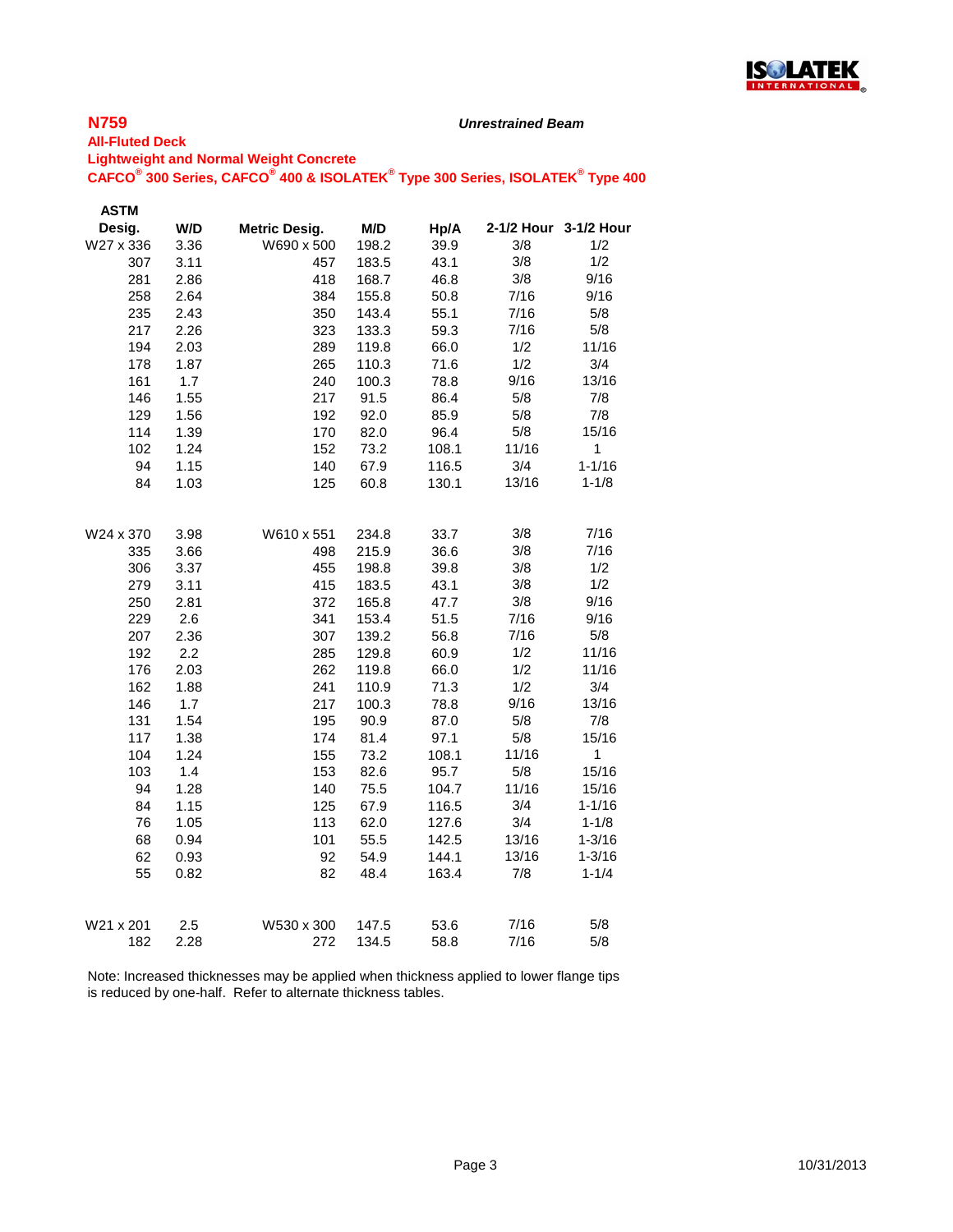## N759

*Unrestrained Beam*

**All-Fluted Deck**
**Lightweight and Normal Weight Concrete**
**CAFCO® 300 Series, CAFCO® 400 & ISOLATEK® Type 300 Series, ISOLATEK® Type 400**

| ASTM Desig. | W/D | Metric Desig. | M/D | Hp/A | 2-1/2 Hour | 3-1/2 Hour |
|---|---|---|---|---|---|---|
| W27 x 336 | 3.36 | W690 x 500 | 198.2 | 39.9 | 3/8 | 1/2 |
| 307 | 3.11 | 457 | 183.5 | 43.1 | 3/8 | 1/2 |
| 281 | 2.86 | 418 | 168.7 | 46.8 | 3/8 | 9/16 |
| 258 | 2.64 | 384 | 155.8 | 50.8 | 7/16 | 9/16 |
| 235 | 2.43 | 350 | 143.4 | 55.1 | 7/16 | 5/8 |
| 217 | 2.26 | 323 | 133.3 | 59.3 | 7/16 | 5/8 |
| 194 | 2.03 | 289 | 119.8 | 66.0 | 1/2 | 11/16 |
| 178 | 1.87 | 265 | 110.3 | 71.6 | 1/2 | 3/4 |
| 161 | 1.7 | 240 | 100.3 | 78.8 | 9/16 | 13/16 |
| 146 | 1.55 | 217 | 91.5 | 86.4 | 5/8 | 7/8 |
| 129 | 1.56 | 192 | 92.0 | 85.9 | 5/8 | 7/8 |
| 114 | 1.39 | 170 | 82.0 | 96.4 | 5/8 | 15/16 |
| 102 | 1.24 | 152 | 73.2 | 108.1 | 11/16 | 1 |
| 94 | 1.15 | 140 | 67.9 | 116.5 | 3/4 | 1-1/16 |
| 84 | 1.03 | 125 | 60.8 | 130.1 | 13/16 | 1-1/8 |
| | | | | | | |
| W24 x 370 | 3.98 | W610 x 551 | 234.8 | 33.7 | 3/8 | 7/16 |
| 335 | 3.66 | 498 | 215.9 | 36.6 | 3/8 | 7/16 |
| 306 | 3.37 | 455 | 198.8 | 39.8 | 3/8 | 1/2 |
| 279 | 3.11 | 415 | 183.5 | 43.1 | 3/8 | 1/2 |
| 250 | 2.81 | 372 | 165.8 | 47.7 | 3/8 | 9/16 |
| 229 | 2.6 | 341 | 153.4 | 51.5 | 7/16 | 9/16 |
| 207 | 2.36 | 307 | 139.2 | 56.8 | 7/16 | 5/8 |
| 192 | 2.2 | 285 | 129.8 | 60.9 | 1/2 | 11/16 |
| 176 | 2.03 | 262 | 119.8 | 66.0 | 1/2 | 11/16 |
| 162 | 1.88 | 241 | 110.9 | 71.3 | 1/2 | 3/4 |
| 146 | 1.7 | 217 | 100.3 | 78.8 | 9/16 | 13/16 |
| 131 | 1.54 | 195 | 90.9 | 87.0 | 5/8 | 7/8 |
| 117 | 1.38 | 174 | 81.4 | 97.1 | 5/8 | 15/16 |
| 104 | 1.24 | 155 | 73.2 | 108.1 | 11/16 | 1 |
| 103 | 1.4 | 153 | 82.6 | 95.7 | 5/8 | 15/16 |
| 94 | 1.28 | 140 | 75.5 | 104.7 | 11/16 | 15/16 |
| 84 | 1.15 | 125 | 67.9 | 116.5 | 3/4 | 1-1/16 |
| 76 | 1.05 | 113 | 62.0 | 127.6 | 3/4 | 1-1/8 |
| 68 | 0.94 | 101 | 55.5 | 142.5 | 13/16 | 1-3/16 |
| 62 | 0.93 | 92 | 54.9 | 144.1 | 13/16 | 1-3/16 |
| 55 | 0.82 | 82 | 48.4 | 163.4 | 7/8 | 1-1/4 |
| | | | | | | |
| W21 x 201 | 2.5 | W530 x 300 | 147.5 | 53.6 | 7/16 | 5/8 |
| 182 | 2.28 | 272 | 134.5 | 58.8 | 7/16 | 5/8 |

Note: Increased thicknesses may be applied when thickness applied to lower flange tips is reduced by one-half. Refer to alternate thickness tables.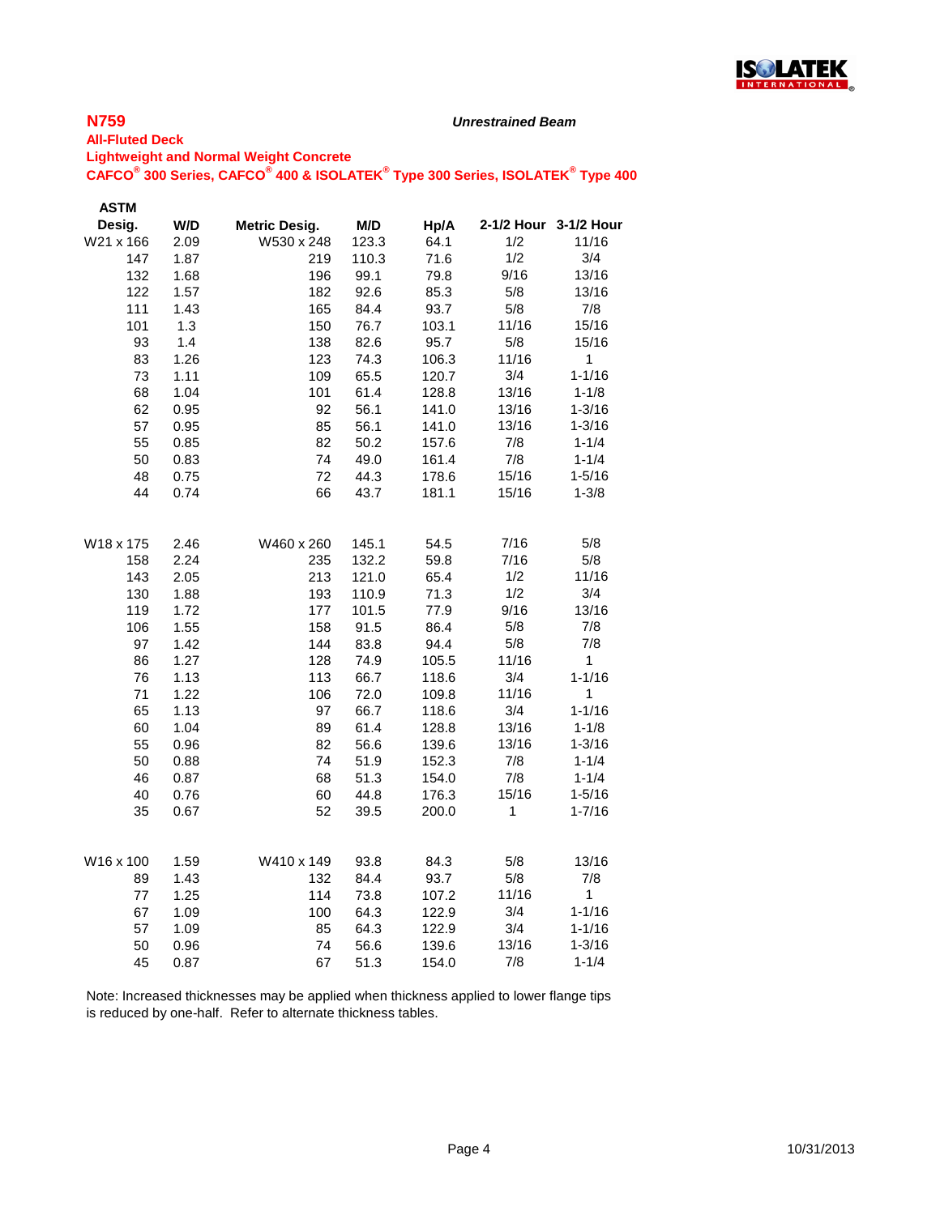## N759

*Unrestrained Beam*

**All-Fluted Deck**

**Lightweight and Normal Weight Concrete**

**CAFCO® 300 Series, CAFCO® 400 & ISOLATEK® Type 300 Series, ISOLATEK® Type 400**

| ASTM Desig. | W/D | Metric Desig. | M/D | Hp/A | 2-1/2 Hour | 3-1/2 Hour |
|---|---|---|---|---|---|---|
| W21 x 166 | 2.09 | W530 x 248 | 123.3 | 64.1 | 1/2 | 11/16 |
| 147 | 1.87 | 219 | 110.3 | 71.6 | 1/2 | 3/4 |
| 132 | 1.68 | 196 | 99.1 | 79.8 | 9/16 | 13/16 |
| 122 | 1.57 | 182 | 92.6 | 85.3 | 5/8 | 13/16 |
| 111 | 1.43 | 165 | 84.4 | 93.7 | 5/8 | 7/8 |
| 101 | 1.3 | 150 | 76.7 | 103.1 | 11/16 | 15/16 |
| 93 | 1.4 | 138 | 82.6 | 95.7 | 5/8 | 15/16 |
| 83 | 1.26 | 123 | 74.3 | 106.3 | 11/16 | 1 |
| 73 | 1.11 | 109 | 65.5 | 120.7 | 3/4 | 1-1/16 |
| 68 | 1.04 | 101 | 61.4 | 128.8 | 13/16 | 1-1/8 |
| 62 | 0.95 | 92 | 56.1 | 141.0 | 13/16 | 1-3/16 |
| 57 | 0.95 | 85 | 56.1 | 141.0 | 13/16 | 1-3/16 |
| 55 | 0.85 | 82 | 50.2 | 157.6 | 7/8 | 1-1/4 |
| 50 | 0.83 | 74 | 49.0 | 161.4 | 7/8 | 1-1/4 |
| 48 | 0.75 | 72 | 44.3 | 178.6 | 15/16 | 1-5/16 |
| 44 | 0.74 | 66 | 43.7 | 181.1 | 15/16 | 1-3/8 |
| | | | | | | |
| W18 x 175 | 2.46 | W460 x 260 | 145.1 | 54.5 | 7/16 | 5/8 |
| 158 | 2.24 | 235 | 132.2 | 59.8 | 7/16 | 5/8 |
| 143 | 2.05 | 213 | 121.0 | 65.4 | 1/2 | 11/16 |
| 130 | 1.88 | 193 | 110.9 | 71.3 | 1/2 | 3/4 |
| 119 | 1.72 | 177 | 101.5 | 77.9 | 9/16 | 13/16 |
| 106 | 1.55 | 158 | 91.5 | 86.4 | 5/8 | 7/8 |
| 97 | 1.42 | 144 | 83.8 | 94.4 | 5/8 | 7/8 |
| 86 | 1.27 | 128 | 74.9 | 105.5 | 11/16 | 1 |
| 76 | 1.13 | 113 | 66.7 | 118.6 | 3/4 | 1-1/16 |
| 71 | 1.22 | 106 | 72.0 | 109.8 | 11/16 | 1 |
| 65 | 1.13 | 97 | 66.7 | 118.6 | 3/4 | 1-1/16 |
| 60 | 1.04 | 89 | 61.4 | 128.8 | 13/16 | 1-1/8 |
| 55 | 0.96 | 82 | 56.6 | 139.6 | 13/16 | 1-3/16 |
| 50 | 0.88 | 74 | 51.9 | 152.3 | 7/8 | 1-1/4 |
| 46 | 0.87 | 68 | 51.3 | 154.0 | 7/8 | 1-1/4 |
| 40 | 0.76 | 60 | 44.8 | 176.3 | 15/16 | 1-5/16 |
| 35 | 0.67 | 52 | 39.5 | 200.0 | 1 | 1-7/16 |
| | | | | | | |
| W16 x 100 | 1.59 | W410 x 149 | 93.8 | 84.3 | 5/8 | 13/16 |
| 89 | 1.43 | 132 | 84.4 | 93.7 | 5/8 | 7/8 |
| 77 | 1.25 | 114 | 73.8 | 107.2 | 11/16 | 1 |
| 67 | 1.09 | 100 | 64.3 | 122.9 | 3/4 | 1-1/16 |
| 57 | 1.09 | 85 | 64.3 | 122.9 | 3/4 | 1-1/16 |
| 50 | 0.96 | 74 | 56.6 | 139.6 | 13/16 | 1-3/16 |
| 45 | 0.87 | 67 | 51.3 | 154.0 | 7/8 | 1-1/4 |

Note: Increased thicknesses may be applied when thickness applied to lower flange tips is reduced by one-half. Refer to alternate thickness tables.

10/31/2013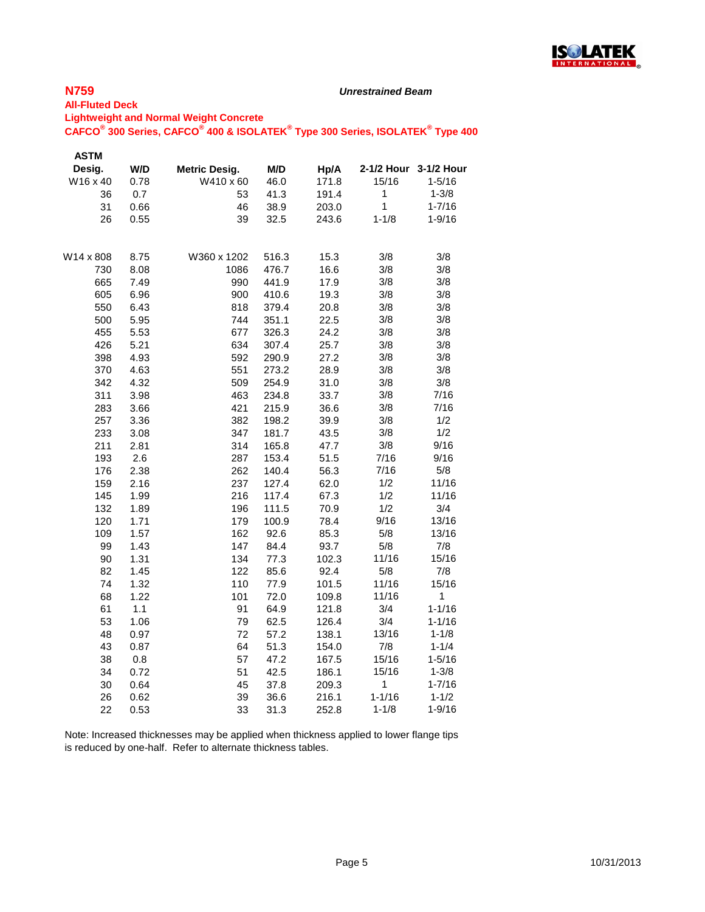**N759**

***Unrestrained Beam***

**All-Fluted Deck**

**Lightweight and Normal Weight Concrete**

**CAFCO® 300 Series, CAFCO® 400 & ISOLATEK® Type 300 Series, ISOLATEK® Type 400**

| ASTM Desig. | W/D | Metric Desig. | M/D | Hp/A | 2-1/2 Hour | 3-1/2 Hour |
|---|---|---|---|---|---|---|
| W16 x 40 | 0.78 | W410 x 60 | 46.0 | 171.8 | 15/16 | 1-5/16 |
| 36 | 0.7 | 53 | 41.3 | 191.4 | 1 | 1-3/8 |
| 31 | 0.66 | 46 | 38.9 | 203.0 | 1 | 1-7/16 |
| 26 | 0.55 | 39 | 32.5 | 243.6 | 1-1/8 | 1-9/16 |
| | | | | | | |
| W14 x 808 | 8.75 | W360 x 1202 | 516.3 | 15.3 | 3/8 | 3/8 |
| 730 | 8.08 | 1086 | 476.7 | 16.6 | 3/8 | 3/8 |
| 665 | 7.49 | 990 | 441.9 | 17.9 | 3/8 | 3/8 |
| 605 | 6.96 | 900 | 410.6 | 19.3 | 3/8 | 3/8 |
| 550 | 6.43 | 818 | 379.4 | 20.8 | 3/8 | 3/8 |
| 500 | 5.95 | 744 | 351.1 | 22.5 | 3/8 | 3/8 |
| 455 | 5.53 | 677 | 326.3 | 24.2 | 3/8 | 3/8 |
| 426 | 5.21 | 634 | 307.4 | 25.7 | 3/8 | 3/8 |
| 398 | 4.93 | 592 | 290.9 | 27.2 | 3/8 | 3/8 |
| 370 | 4.63 | 551 | 273.2 | 28.9 | 3/8 | 3/8 |
| 342 | 4.32 | 509 | 254.9 | 31.0 | 3/8 | 3/8 |
| 311 | 3.98 | 463 | 234.8 | 33.7 | 3/8 | 7/16 |
| 283 | 3.66 | 421 | 215.9 | 36.6 | 3/8 | 7/16 |
| 257 | 3.36 | 382 | 198.2 | 39.9 | 3/8 | 1/2 |
| 233 | 3.08 | 347 | 181.7 | 43.5 | 3/8 | 1/2 |
| 211 | 2.81 | 314 | 165.8 | 47.7 | 3/8 | 9/16 |
| 193 | 2.6 | 287 | 153.4 | 51.5 | 7/16 | 9/16 |
| 176 | 2.38 | 262 | 140.4 | 56.3 | 7/16 | 5/8 |
| 159 | 2.16 | 237 | 127.4 | 62.0 | 1/2 | 11/16 |
| 145 | 1.99 | 216 | 117.4 | 67.3 | 1/2 | 11/16 |
| 132 | 1.89 | 196 | 111.5 | 70.9 | 1/2 | 3/4 |
| 120 | 1.71 | 179 | 100.9 | 78.4 | 9/16 | 13/16 |
| 109 | 1.57 | 162 | 92.6 | 85.3 | 5/8 | 13/16 |
| 99 | 1.43 | 147 | 84.4 | 93.7 | 5/8 | 7/8 |
| 90 | 1.31 | 134 | 77.3 | 102.3 | 11/16 | 15/16 |
| 82 | 1.45 | 122 | 85.6 | 92.4 | 5/8 | 7/8 |
| 74 | 1.32 | 110 | 77.9 | 101.5 | 11/16 | 15/16 |
| 68 | 1.22 | 101 | 72.0 | 109.8 | 11/16 | 1 |
| 61 | 1.1 | 91 | 64.9 | 121.8 | 3/4 | 1-1/16 |
| 53 | 1.06 | 79 | 62.5 | 126.4 | 3/4 | 1-1/16 |
| 48 | 0.97 | 72 | 57.2 | 138.1 | 13/16 | 1-1/8 |
| 43 | 0.87 | 64 | 51.3 | 154.0 | 7/8 | 1-1/4 |
| 38 | 0.8 | 57 | 47.2 | 167.5 | 15/16 | 1-5/16 |
| 34 | 0.72 | 51 | 42.5 | 186.1 | 15/16 | 1-3/8 |
| 30 | 0.64 | 45 | 37.8 | 209.3 | 1 | 1-7/16 |
| 26 | 0.62 | 39 | 36.6 | 216.1 | 1-1/16 | 1-1/2 |
| 22 | 0.53 | 33 | 31.3 | 252.8 | 1-1/8 | 1-9/16 |

Note: Increased thicknesses may be applied when thickness applied to lower flange tips is reduced by one-half. Refer to alternate thickness tables.

10/31/2013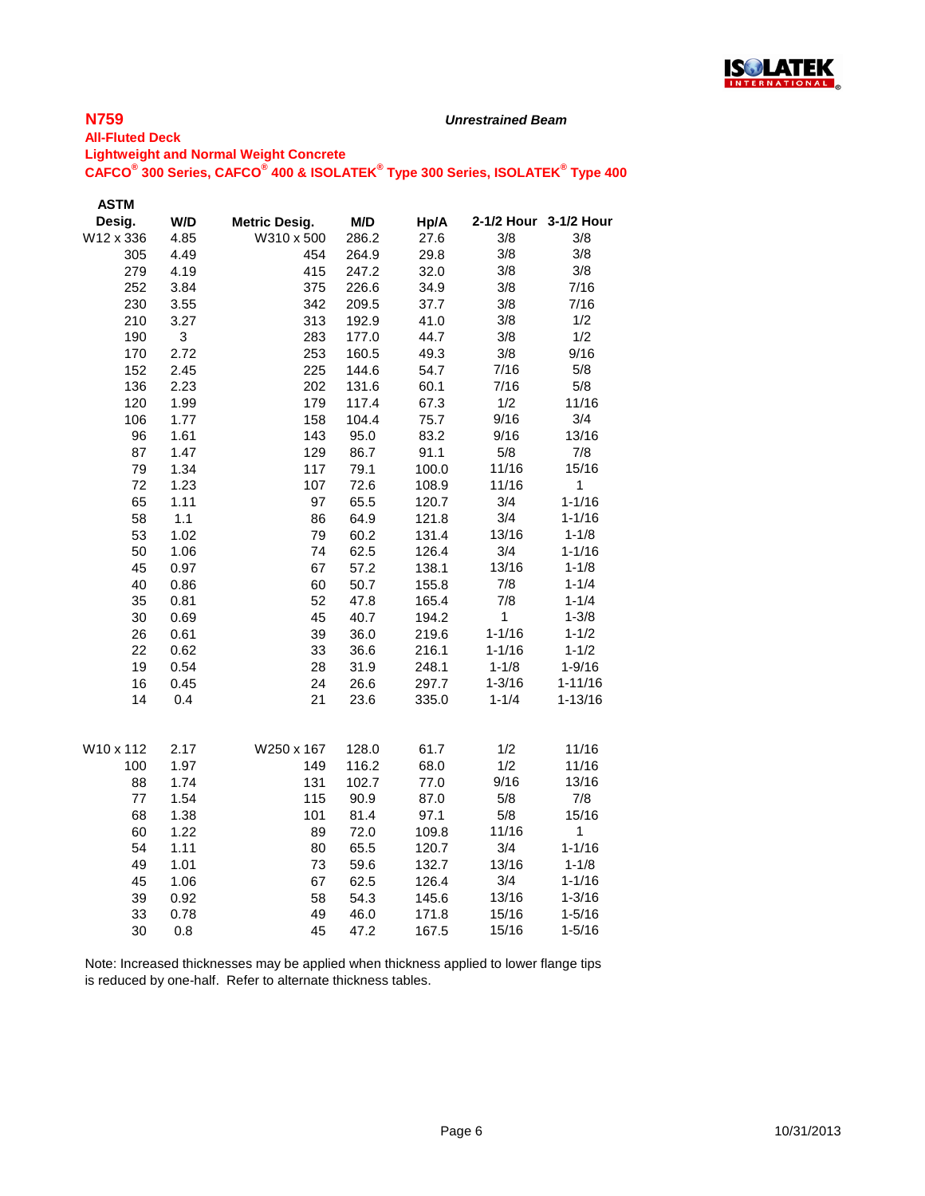**N759**

*Unrestrained Beam*

**All-Fluted Deck**

**Lightweight and Normal Weight Concrete**

**CAFCO® 300 Series, CAFCO® 400 & ISOLATEK® Type 300 Series, ISOLATEK® Type 400**

| ASTM Desig. | W/D | Metric Desig. | M/D | Hp/A | 2-1/2 Hour | 3-1/2 Hour |
|---|---|---|---|---|---|---|
| W12 x 336 | 4.85 | W310 x 500 | 286.2 | 27.6 | 3/8 | 3/8 |
| 305 | 4.49 | 454 | 264.9 | 29.8 | 3/8 | 3/8 |
| 279 | 4.19 | 415 | 247.2 | 32.0 | 3/8 | 3/8 |
| 252 | 3.84 | 375 | 226.6 | 34.9 | 3/8 | 7/16 |
| 230 | 3.55 | 342 | 209.5 | 37.7 | 3/8 | 7/16 |
| 210 | 3.27 | 313 | 192.9 | 41.0 | 3/8 | 1/2 |
| 190 | 3 | 283 | 177.0 | 44.7 | 3/8 | 1/2 |
| 170 | 2.72 | 253 | 160.5 | 49.3 | 3/8 | 9/16 |
| 152 | 2.45 | 225 | 144.6 | 54.7 | 7/16 | 5/8 |
| 136 | 2.23 | 202 | 131.6 | 60.1 | 7/16 | 5/8 |
| 120 | 1.99 | 179 | 117.4 | 67.3 | 1/2 | 11/16 |
| 106 | 1.77 | 158 | 104.4 | 75.7 | 9/16 | 3/4 |
| 96 | 1.61 | 143 | 95.0 | 83.2 | 9/16 | 13/16 |
| 87 | 1.47 | 129 | 86.7 | 91.1 | 5/8 | 7/8 |
| 79 | 1.34 | 117 | 79.1 | 100.0 | 11/16 | 15/16 |
| 72 | 1.23 | 107 | 72.6 | 108.9 | 11/16 | 1 |
| 65 | 1.11 | 97 | 65.5 | 120.7 | 3/4 | 1-1/16 |
| 58 | 1.1 | 86 | 64.9 | 121.8 | 3/4 | 1-1/16 |
| 53 | 1.02 | 79 | 60.2 | 131.4 | 13/16 | 1-1/8 |
| 50 | 1.06 | 74 | 62.5 | 126.4 | 3/4 | 1-1/16 |
| 45 | 0.97 | 67 | 57.2 | 138.1 | 13/16 | 1-1/8 |
| 40 | 0.86 | 60 | 50.7 | 155.8 | 7/8 | 1-1/4 |
| 35 | 0.81 | 52 | 47.8 | 165.4 | 7/8 | 1-1/4 |
| 30 | 0.69 | 45 | 40.7 | 194.2 | 1 | 1-3/8 |
| 26 | 0.61 | 39 | 36.0 | 219.6 | 1-1/16 | 1-1/2 |
| 22 | 0.62 | 33 | 36.6 | 216.1 | 1-1/16 | 1-1/2 |
| 19 | 0.54 | 28 | 31.9 | 248.1 | 1-1/8 | 1-9/16 |
| 16 | 0.45 | 24 | 26.6 | 297.7 | 1-3/16 | 1-11/16 |
| 14 | 0.4 | 21 | 23.6 | 335.0 | 1-1/4 | 1-13/16 |
| | | | | | | |
| W10 x 112 | 2.17 | W250 x 167 | 128.0 | 61.7 | 1/2 | 11/16 |
| 100 | 1.97 | 149 | 116.2 | 68.0 | 1/2 | 11/16 |
| 88 | 1.74 | 131 | 102.7 | 77.0 | 9/16 | 13/16 |
| 77 | 1.54 | 115 | 90.9 | 87.0 | 5/8 | 7/8 |
| 68 | 1.38 | 101 | 81.4 | 97.1 | 5/8 | 15/16 |
| 60 | 1.22 | 89 | 72.0 | 109.8 | 11/16 | 1 |
| 54 | 1.11 | 80 | 65.5 | 120.7 | 3/4 | 1-1/16 |
| 49 | 1.01 | 73 | 59.6 | 132.7 | 13/16 | 1-1/8 |
| 45 | 1.06 | 67 | 62.5 | 126.4 | 3/4 | 1-1/16 |
| 39 | 0.92 | 58 | 54.3 | 145.6 | 13/16 | 1-3/16 |
| 33 | 0.78 | 49 | 46.0 | 171.8 | 15/16 | 1-5/16 |
| 30 | 0.8 | 45 | 47.2 | 167.5 | 15/16 | 1-5/16 |

Note: Increased thicknesses may be applied when thickness applied to lower flange tips is reduced by one-half. Refer to alternate thickness tables.

10/31/2013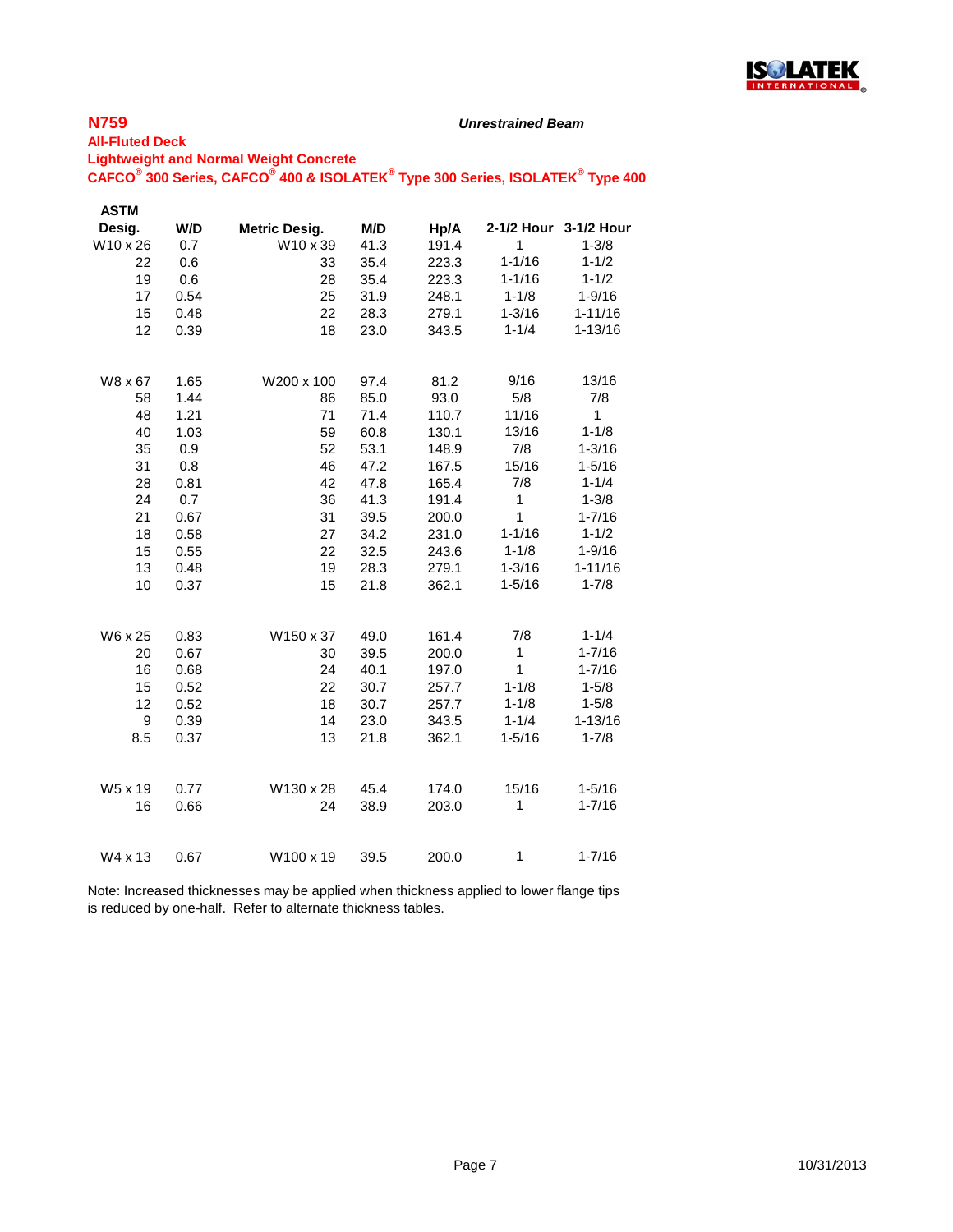## N759

*Unrestrained Beam*

**All-Fluted Deck**

**Lightweight and Normal Weight Concrete**

**CAFCO® 300 Series, CAFCO® 400 & ISOLATEK® Type 300 Series, ISOLATEK® Type 400**

| ASTM Desig. | W/D | Metric Desig. | M/D | Hp/A | 2-1/2 Hour | 3-1/2 Hour |
|---|---|---|---|---|---|---|
| W10 x 26 | 0.7 | W10 x 39 | 41.3 | 191.4 | 1 | 1-3/8 |
| 22 | 0.6 | 33 | 35.4 | 223.3 | 1-1/16 | 1-1/2 |
| 19 | 0.6 | 28 | 35.4 | 223.3 | 1-1/16 | 1-1/2 |
| 17 | 0.54 | 25 | 31.9 | 248.1 | 1-1/8 | 1-9/16 |
| 15 | 0.48 | 22 | 28.3 | 279.1 | 1-3/16 | 1-11/16 |
| 12 | 0.39 | 18 | 23.0 | 343.5 | 1-1/4 | 1-13/16 |
| | | | | | | |
| W8 x 67 | 1.65 | W200 x 100 | 97.4 | 81.2 | 9/16 | 13/16 |
| 58 | 1.44 | 86 | 85.0 | 93.0 | 5/8 | 7/8 |
| 48 | 1.21 | 71 | 71.4 | 110.7 | 11/16 | 1 |
| 40 | 1.03 | 59 | 60.8 | 130.1 | 13/16 | 1-1/8 |
| 35 | 0.9 | 52 | 53.1 | 148.9 | 7/8 | 1-3/16 |
| 31 | 0.8 | 46 | 47.2 | 167.5 | 15/16 | 1-5/16 |
| 28 | 0.81 | 42 | 47.8 | 165.4 | 7/8 | 1-1/4 |
| 24 | 0.7 | 36 | 41.3 | 191.4 | 1 | 1-3/8 |
| 21 | 0.67 | 31 | 39.5 | 200.0 | 1 | 1-7/16 |
| 18 | 0.58 | 27 | 34.2 | 231.0 | 1-1/16 | 1-1/2 |
| 15 | 0.55 | 22 | 32.5 | 243.6 | 1-1/8 | 1-9/16 |
| 13 | 0.48 | 19 | 28.3 | 279.1 | 1-3/16 | 1-11/16 |
| 10 | 0.37 | 15 | 21.8 | 362.1 | 1-5/16 | 1-7/8 |
| | | | | | | |
| W6 x 25 | 0.83 | W150 x 37 | 49.0 | 161.4 | 7/8 | 1-1/4 |
| 20 | 0.67 | 30 | 39.5 | 200.0 | 1 | 1-7/16 |
| 16 | 0.68 | 24 | 40.1 | 197.0 | 1 | 1-7/16 |
| 15 | 0.52 | 22 | 30.7 | 257.7 | 1-1/8 | 1-5/8 |
| 12 | 0.52 | 18 | 30.7 | 257.7 | 1-1/8 | 1-5/8 |
| 9 | 0.39 | 14 | 23.0 | 343.5 | 1-1/4 | 1-13/16 |
| 8.5 | 0.37 | 13 | 21.8 | 362.1 | 1-5/16 | 1-7/8 |
| | | | | | | |
| W5 x 19 | 0.77 | W130 x 28 | 45.4 | 174.0 | 15/16 | 1-5/16 |
| 16 | 0.66 | 24 | 38.9 | 203.0 | 1 | 1-7/16 |
| | | | | | | |
| W4 x 13 | 0.67 | W100 x 19 | 39.5 | 200.0 | 1 | 1-7/16 |

Note: Increased thicknesses may be applied when thickness applied to lower flange tips is reduced by one-half. Refer to alternate thickness tables.

10/31/2013